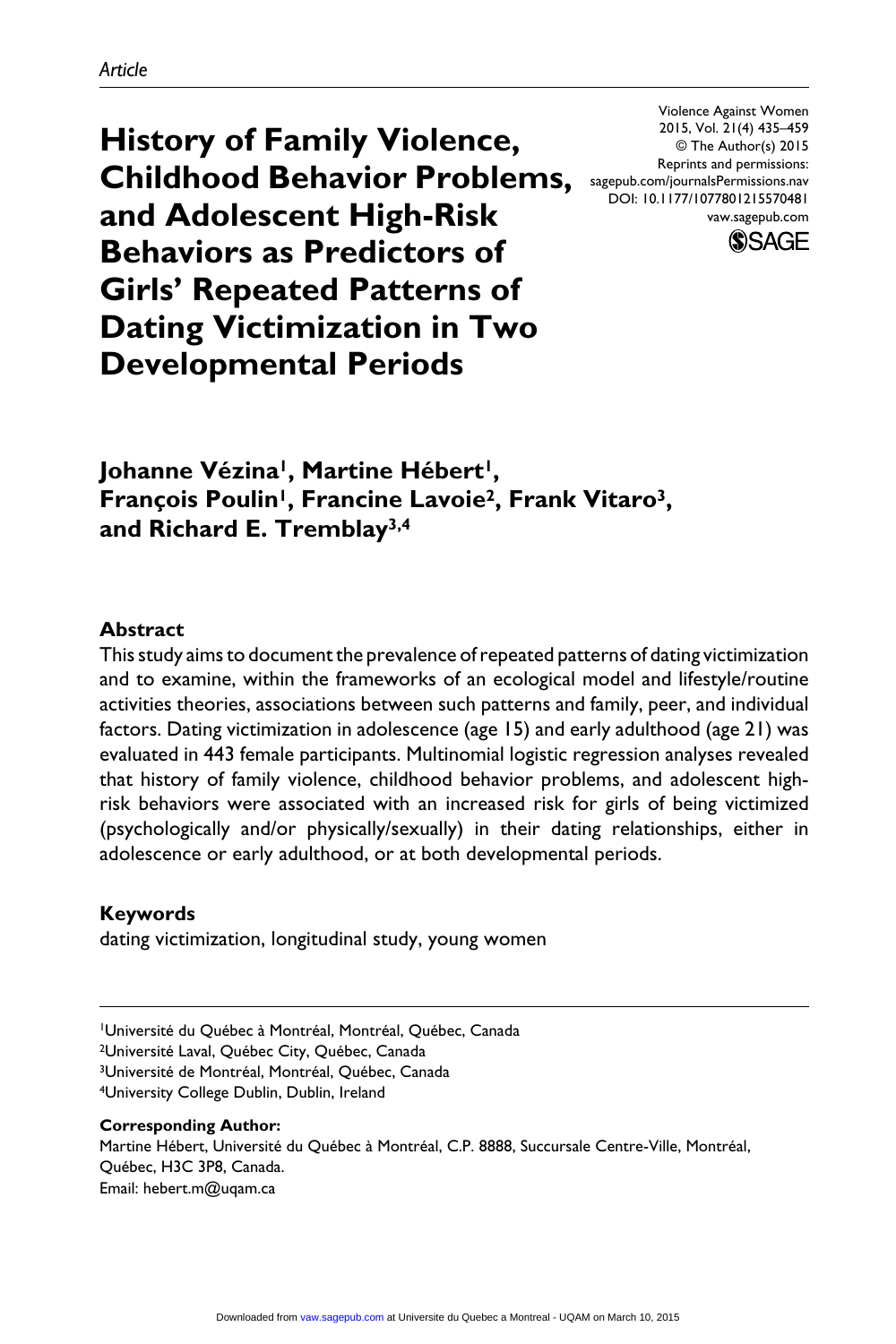*Article*

# History of Family Violence, Childhood Behavior Problems, and Adolescent High-Risk Behaviors as Predictors of Girls' Repeated Patterns of Dating Victimization in Two Developmental Periods

Violence Against Women
2015, Vol. 21(4) 435–459
© The Author(s) 2015
Reprints and permissions: sagepub.com/journalsPermissions.nav
DOI: 10.1177/1077801215570481
vaw.sagepub.com

**Johanne Vézina[1], Martine Hébert[1], François Poulin[1], Francine Lavoie[2], Frank Vitaro[3], and Richard E. Tremblay[3,4]**

## Abstract

This study aims to document the prevalence of repeated patterns of dating victimization and to examine, within the frameworks of an ecological model and lifestyle/routine activities theories, associations between such patterns and family, peer, and individual factors. Dating victimization in adolescence (age 15) and early adulthood (age 21) was evaluated in 443 female participants. Multinomial logistic regression analyses revealed that history of family violence, childhood behavior problems, and adolescent high-risk behaviors were associated with an increased risk for girls of being victimized (psychologically and/or physically/sexually) in their dating relationships, either in adolescence or early adulthood, or at both developmental periods.

## Keywords

dating victimization, longitudinal study, young women

[1]Université du Québec à Montréal, Montréal, Québec, Canada
[2]Université Laval, Québec City, Québec, Canada
[3]Université de Montréal, Montréal, Québec, Canada
[4]University College Dublin, Dublin, Ireland

**Corresponding Author:**
Martine Hébert, Université du Québec à Montréal, C.P. 8888, Succursale Centre-Ville, Montréal, Québec, H3C 3P8, Canada.
Email: hebert.m@uqam.ca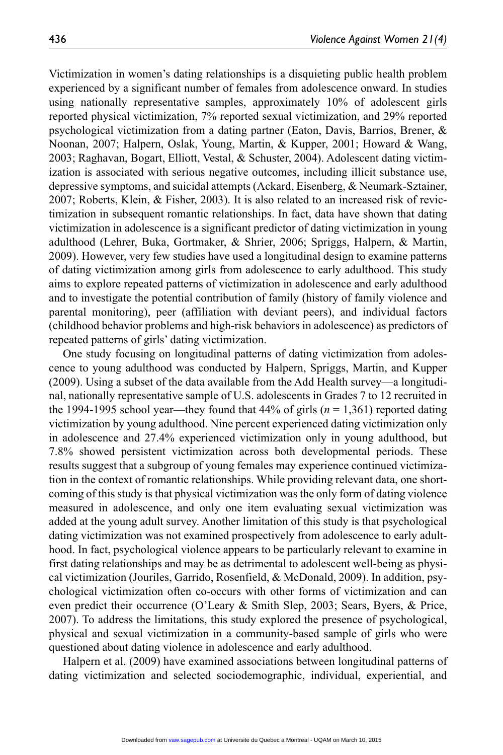Victimization in women's dating relationships is a disquieting public health problem experienced by a significant number of females from adolescence onward. In studies using nationally representative samples, approximately 10% of adolescent girls reported physical victimization, 7% reported sexual victimization, and 29% reported psychological victimization from a dating partner (Eaton, Davis, Barrios, Brener, & Noonan, 2007; Halpern, Oslak, Young, Martin, & Kupper, 2001; Howard & Wang, 2003; Raghavan, Bogart, Elliott, Vestal, & Schuster, 2004). Adolescent dating victimization is associated with serious negative outcomes, including illicit substance use, depressive symptoms, and suicidal attempts (Ackard, Eisenberg, & Neumark-Sztainer, 2007; Roberts, Klein, & Fisher, 2003). It is also related to an increased risk of revictimization in subsequent romantic relationships. In fact, data have shown that dating victimization in adolescence is a significant predictor of dating victimization in young adulthood (Lehrer, Buka, Gortmaker, & Shrier, 2006; Spriggs, Halpern, & Martin, 2009). However, very few studies have used a longitudinal design to examine patterns of dating victimization among girls from adolescence to early adulthood. This study aims to explore repeated patterns of victimization in adolescence and early adulthood and to investigate the potential contribution of family (history of family violence and parental monitoring), peer (affiliation with deviant peers), and individual factors (childhood behavior problems and high-risk behaviors in adolescence) as predictors of repeated patterns of girls' dating victimization.

One study focusing on longitudinal patterns of dating victimization from adolescence to young adulthood was conducted by Halpern, Spriggs, Martin, and Kupper (2009). Using a subset of the data available from the Add Health survey—a longitudinal, nationally representative sample of U.S. adolescents in Grades 7 to 12 recruited in the 1994-1995 school year—they found that 44% of girls ($n$ = 1,361) reported dating victimization by young adulthood. Nine percent experienced dating victimization only in adolescence and 27.4% experienced victimization only in young adulthood, but 7.8% showed persistent victimization across both developmental periods. These results suggest that a subgroup of young females may experience continued victimization in the context of romantic relationships. While providing relevant data, one shortcoming of this study is that physical victimization was the only form of dating violence measured in adolescence, and only one item evaluating sexual victimization was added at the young adult survey. Another limitation of this study is that psychological dating victimization was not examined prospectively from adolescence to early adulthood. In fact, psychological violence appears to be particularly relevant to examine in first dating relationships and may be as detrimental to adolescent well-being as physical victimization (Jouriles, Garrido, Rosenfield, & McDonald, 2009). In addition, psychological victimization often co-occurs with other forms of victimization and can even predict their occurrence (O'Leary & Smith Slep, 2003; Sears, Byers, & Price, 2007). To address the limitations, this study explored the presence of psychological, physical and sexual victimization in a community-based sample of girls who were questioned about dating violence in adolescence and early adulthood.

Halpern et al. (2009) have examined associations between longitudinal patterns of dating victimization and selected sociodemographic, individual, experiential, and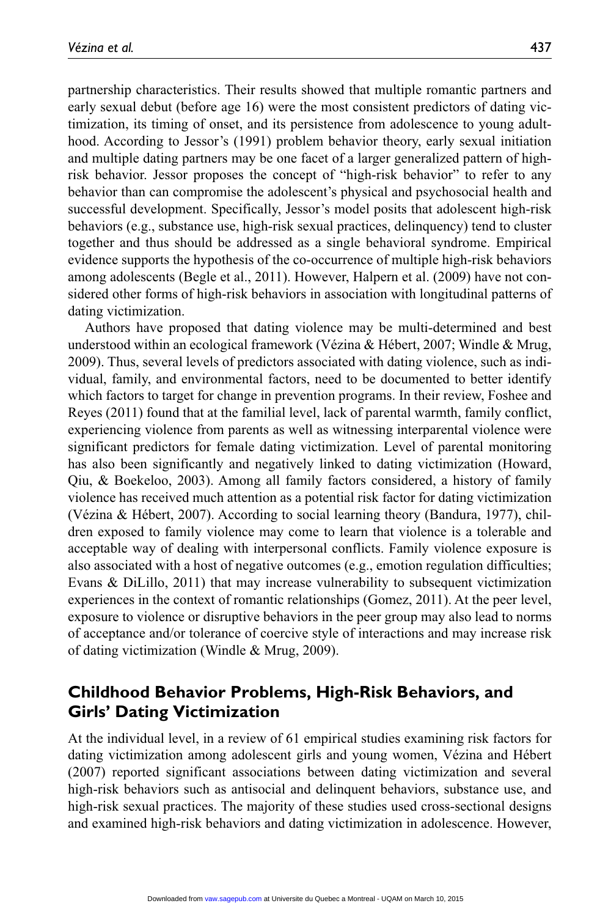partnership characteristics. Their results showed that multiple romantic partners and early sexual debut (before age 16) were the most consistent predictors of dating victimization, its timing of onset, and its persistence from adolescence to young adulthood. According to Jessor's (1991) problem behavior theory, early sexual initiation and multiple dating partners may be one facet of a larger generalized pattern of high-risk behavior. Jessor proposes the concept of "high-risk behavior" to refer to any behavior than can compromise the adolescent's physical and psychosocial health and successful development. Specifically, Jessor's model posits that adolescent high-risk behaviors (e.g., substance use, high-risk sexual practices, delinquency) tend to cluster together and thus should be addressed as a single behavioral syndrome. Empirical evidence supports the hypothesis of the co-occurrence of multiple high-risk behaviors among adolescents (Begle et al., 2011). However, Halpern et al. (2009) have not considered other forms of high-risk behaviors in association with longitudinal patterns of dating victimization.

Authors have proposed that dating violence may be multi-determined and best understood within an ecological framework (Vézina & Hébert, 2007; Windle & Mrug, 2009). Thus, several levels of predictors associated with dating violence, such as individual, family, and environmental factors, need to be documented to better identify which factors to target for change in prevention programs. In their review, Foshee and Reyes (2011) found that at the familial level, lack of parental warmth, family conflict, experiencing violence from parents as well as witnessing interparental violence were significant predictors for female dating victimization. Level of parental monitoring has also been significantly and negatively linked to dating victimization (Howard, Qiu, & Boekeloo, 2003). Among all family factors considered, a history of family violence has received much attention as a potential risk factor for dating victimization (Vézina & Hébert, 2007). According to social learning theory (Bandura, 1977), children exposed to family violence may come to learn that violence is a tolerable and acceptable way of dealing with interpersonal conflicts. Family violence exposure is also associated with a host of negative outcomes (e.g., emotion regulation difficulties; Evans & DiLillo, 2011) that may increase vulnerability to subsequent victimization experiences in the context of romantic relationships (Gomez, 2011). At the peer level, exposure to violence or disruptive behaviors in the peer group may also lead to norms of acceptance and/or tolerance of coercive style of interactions and may increase risk of dating victimization (Windle & Mrug, 2009).

## Childhood Behavior Problems, High-Risk Behaviors, and Girls' Dating Victimization

At the individual level, in a review of 61 empirical studies examining risk factors for dating victimization among adolescent girls and young women, Vézina and Hébert (2007) reported significant associations between dating victimization and several high-risk behaviors such as antisocial and delinquent behaviors, substance use, and high-risk sexual practices. The majority of these studies used cross-sectional designs and examined high-risk behaviors and dating victimization in adolescence. However,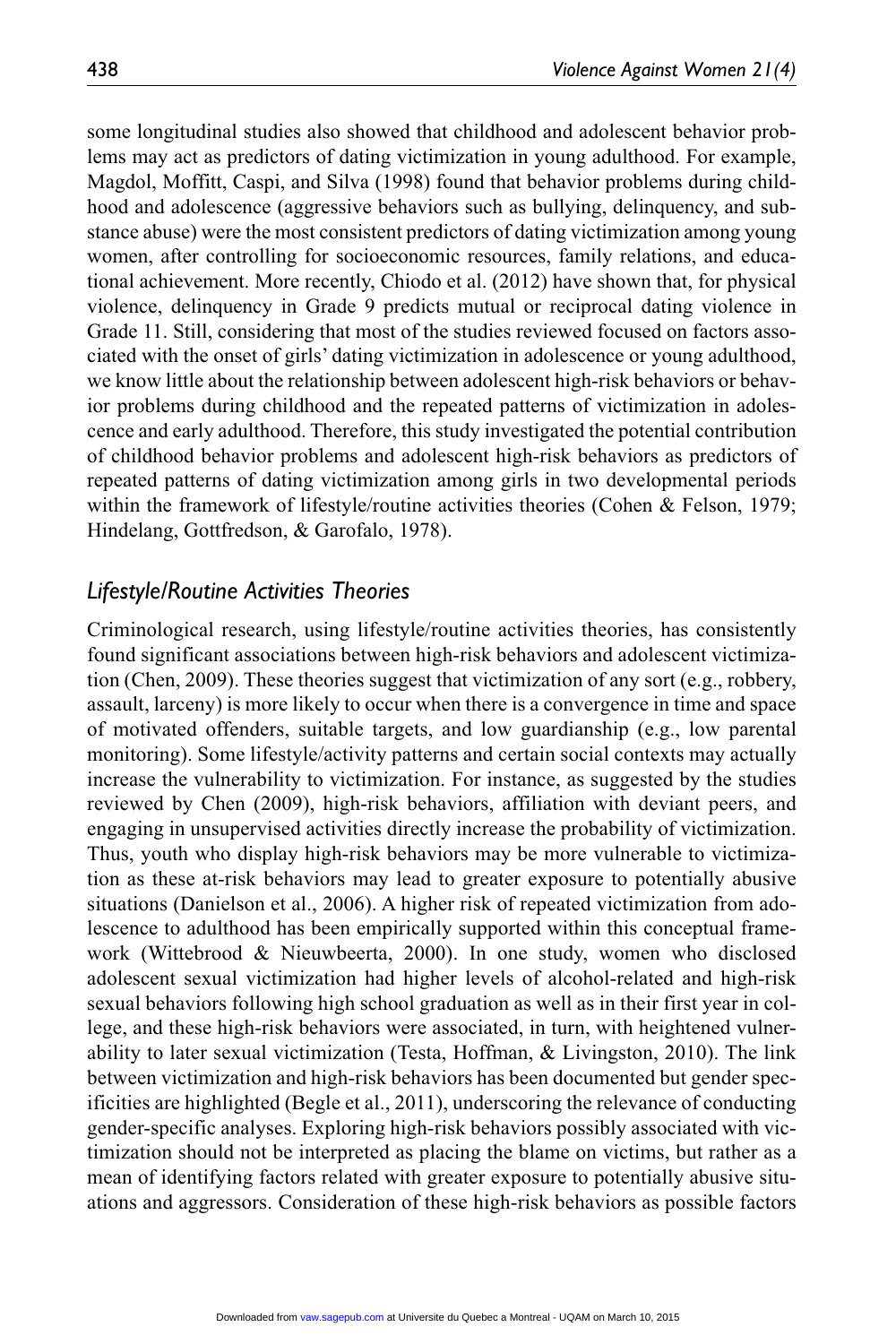some longitudinal studies also showed that childhood and adolescent behavior problems may act as predictors of dating victimization in young adulthood. For example, Magdol, Moffitt, Caspi, and Silva (1998) found that behavior problems during childhood and adolescence (aggressive behaviors such as bullying, delinquency, and substance abuse) were the most consistent predictors of dating victimization among young women, after controlling for socioeconomic resources, family relations, and educational achievement. More recently, Chiodo et al. (2012) have shown that, for physical violence, delinquency in Grade 9 predicts mutual or reciprocal dating violence in Grade 11. Still, considering that most of the studies reviewed focused on factors associated with the onset of girls' dating victimization in adolescence or young adulthood, we know little about the relationship between adolescent high-risk behaviors or behavior problems during childhood and the repeated patterns of victimization in adolescence and early adulthood. Therefore, this study investigated the potential contribution of childhood behavior problems and adolescent high-risk behaviors as predictors of repeated patterns of dating victimization among girls in two developmental periods within the framework of lifestyle/routine activities theories (Cohen & Felson, 1979; Hindelang, Gottfredson, & Garofalo, 1978).

## *Lifestyle/Routine Activities Theories*

Criminological research, using lifestyle/routine activities theories, has consistently found significant associations between high-risk behaviors and adolescent victimization (Chen, 2009). These theories suggest that victimization of any sort (e.g., robbery, assault, larceny) is more likely to occur when there is a convergence in time and space of motivated offenders, suitable targets, and low guardianship (e.g., low parental monitoring). Some lifestyle/activity patterns and certain social contexts may actually increase the vulnerability to victimization. For instance, as suggested by the studies reviewed by Chen (2009), high-risk behaviors, affiliation with deviant peers, and engaging in unsupervised activities directly increase the probability of victimization. Thus, youth who display high-risk behaviors may be more vulnerable to victimization as these at-risk behaviors may lead to greater exposure to potentially abusive situations (Danielson et al., 2006). A higher risk of repeated victimization from adolescence to adulthood has been empirically supported within this conceptual framework (Wittebrood & Nieuwbeerta, 2000). In one study, women who disclosed adolescent sexual victimization had higher levels of alcohol-related and high-risk sexual behaviors following high school graduation as well as in their first year in college, and these high-risk behaviors were associated, in turn, with heightened vulnerability to later sexual victimization (Testa, Hoffman, & Livingston, 2010). The link between victimization and high-risk behaviors has been documented but gender specificities are highlighted (Begle et al., 2011), underscoring the relevance of conducting gender-specific analyses. Exploring high-risk behaviors possibly associated with victimization should not be interpreted as placing the blame on victims, but rather as a mean of identifying factors related with greater exposure to potentially abusive situations and aggressors. Consideration of these high-risk behaviors as possible factors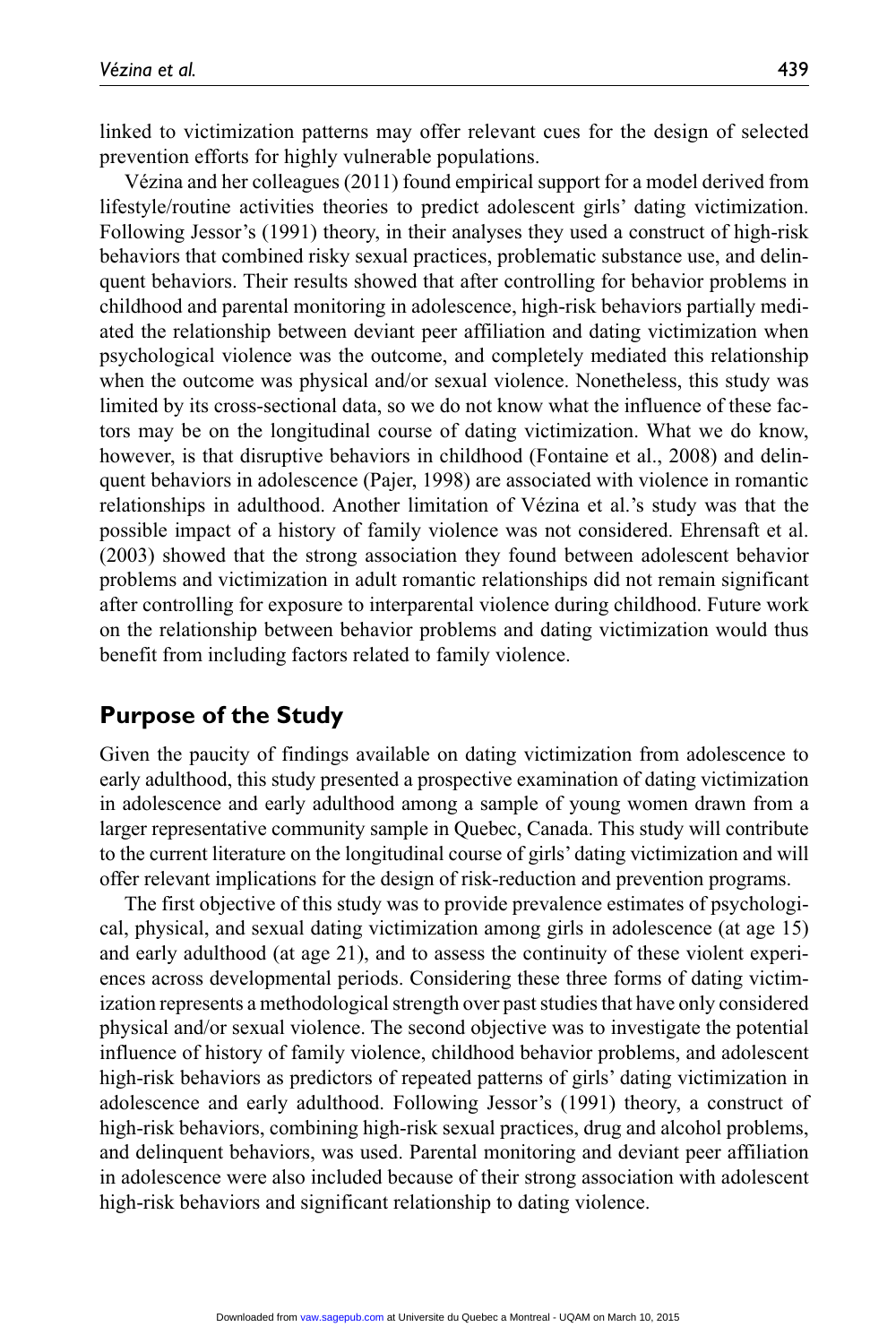linked to victimization patterns may offer relevant cues for the design of selected prevention efforts for highly vulnerable populations.

Vézina and her colleagues (2011) found empirical support for a model derived from lifestyle/routine activities theories to predict adolescent girls' dating victimization. Following Jessor's (1991) theory, in their analyses they used a construct of high-risk behaviors that combined risky sexual practices, problematic substance use, and delinquent behaviors. Their results showed that after controlling for behavior problems in childhood and parental monitoring in adolescence, high-risk behaviors partially mediated the relationship between deviant peer affiliation and dating victimization when psychological violence was the outcome, and completely mediated this relationship when the outcome was physical and/or sexual violence. Nonetheless, this study was limited by its cross-sectional data, so we do not know what the influence of these factors may be on the longitudinal course of dating victimization. What we do know, however, is that disruptive behaviors in childhood (Fontaine et al., 2008) and delinquent behaviors in adolescence (Pajer, 1998) are associated with violence in romantic relationships in adulthood. Another limitation of Vézina et al.'s study was that the possible impact of a history of family violence was not considered. Ehrensaft et al. (2003) showed that the strong association they found between adolescent behavior problems and victimization in adult romantic relationships did not remain significant after controlling for exposure to interparental violence during childhood. Future work on the relationship between behavior problems and dating victimization would thus benefit from including factors related to family violence.

## Purpose of the Study

Given the paucity of findings available on dating victimization from adolescence to early adulthood, this study presented a prospective examination of dating victimization in adolescence and early adulthood among a sample of young women drawn from a larger representative community sample in Quebec, Canada. This study will contribute to the current literature on the longitudinal course of girls' dating victimization and will offer relevant implications for the design of risk-reduction and prevention programs.

The first objective of this study was to provide prevalence estimates of psychological, physical, and sexual dating victimization among girls in adolescence (at age 15) and early adulthood (at age 21), and to assess the continuity of these violent experiences across developmental periods. Considering these three forms of dating victimization represents a methodological strength over past studies that have only considered physical and/or sexual violence. The second objective was to investigate the potential influence of history of family violence, childhood behavior problems, and adolescent high-risk behaviors as predictors of repeated patterns of girls' dating victimization in adolescence and early adulthood. Following Jessor's (1991) theory, a construct of high-risk behaviors, combining high-risk sexual practices, drug and alcohol problems, and delinquent behaviors, was used. Parental monitoring and deviant peer affiliation in adolescence were also included because of their strong association with adolescent high-risk behaviors and significant relationship to dating violence.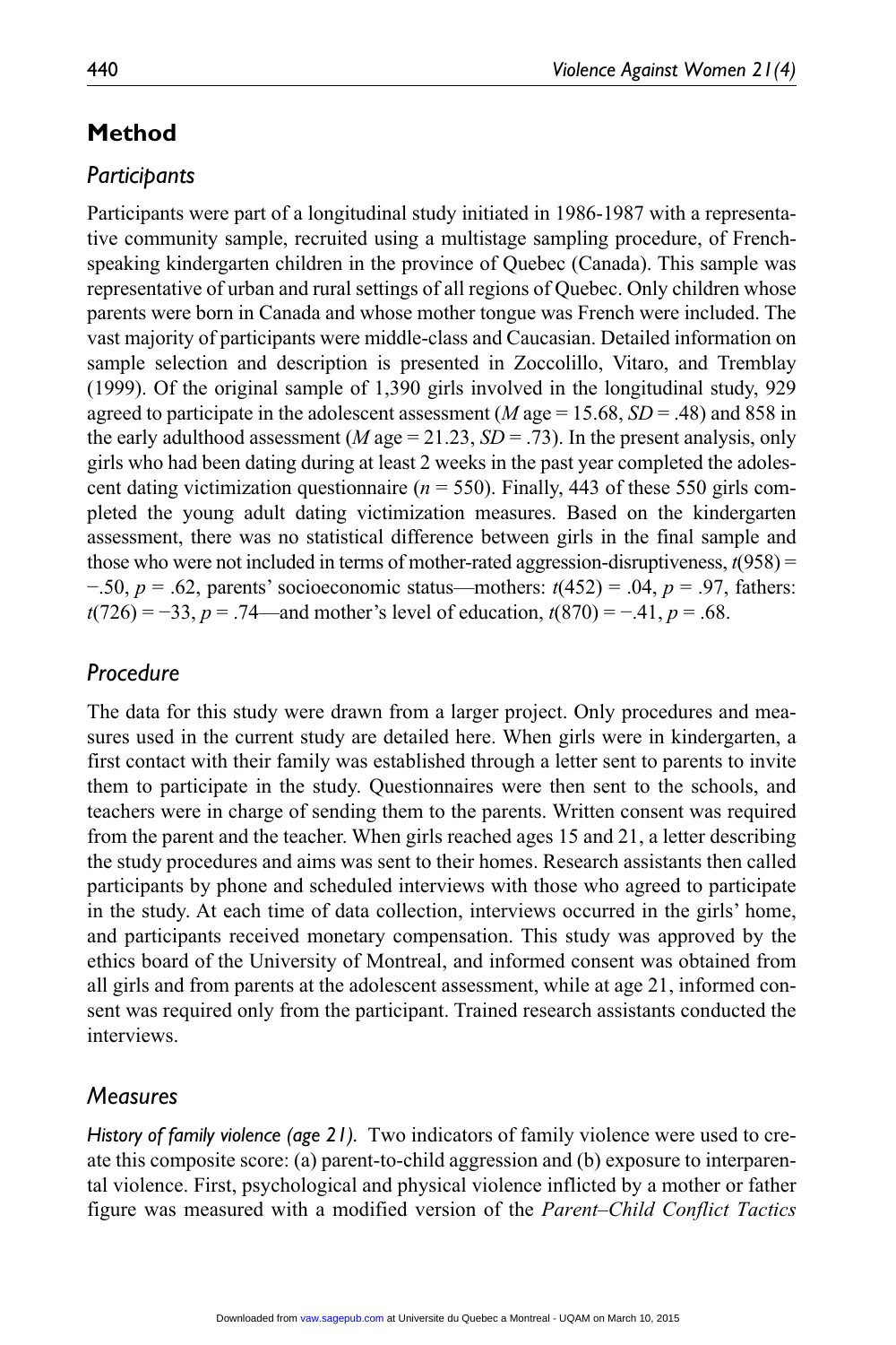## Method

### *Participants*

Participants were part of a longitudinal study initiated in 1986-1987 with a representative community sample, recruited using a multistage sampling procedure, of French-speaking kindergarten children in the province of Quebec (Canada). This sample was representative of urban and rural settings of all regions of Quebec. Only children whose parents were born in Canada and whose mother tongue was French were included. The vast majority of participants were middle-class and Caucasian. Detailed information on sample selection and description is presented in Zoccolillo, Vitaro, and Tremblay (1999). Of the original sample of 1,390 girls involved in the longitudinal study, 929 agreed to participate in the adolescent assessment ($M$ age = 15.68, $SD$ = .48) and 858 in the early adulthood assessment ($M$ age = 21.23, $SD$ = .73). In the present analysis, only girls who had been dating during at least 2 weeks in the past year completed the adolescent dating victimization questionnaire ($n$ = 550). Finally, 443 of these 550 girls completed the young adult dating victimization measures. Based on the kindergarten assessment, there was no statistical difference between girls in the final sample and those who were not included in terms of mother-rated aggression-disruptiveness, $t(958) = -.50$, $p = .62$, parents' socioeconomic status—mothers: $t(452) = .04$, $p = .97$, fathers: $t(726) = -33$, $p = .74$—and mother's level of education, $t(870) = -.41$, $p = .68$.

### *Procedure*

The data for this study were drawn from a larger project. Only procedures and measures used in the current study are detailed here. When girls were in kindergarten, a first contact with their family was established through a letter sent to parents to invite them to participate in the study. Questionnaires were then sent to the schools, and teachers were in charge of sending them to the parents. Written consent was required from the parent and the teacher. When girls reached ages 15 and 21, a letter describing the study procedures and aims was sent to their homes. Research assistants then called participants by phone and scheduled interviews with those who agreed to participate in the study. At each time of data collection, interviews occurred in the girls' home, and participants received monetary compensation. This study was approved by the ethics board of the University of Montreal, and informed consent was obtained from all girls and from parents at the adolescent assessment, while at age 21, informed consent was required only from the participant. Trained research assistants conducted the interviews.

### *Measures*

*History of family violence (age 21).* Two indicators of family violence were used to create this composite score: (a) parent-to-child aggression and (b) exposure to interparental violence. First, psychological and physical violence inflicted by a mother or father figure was measured with a modified version of the *Parent–Child Conflict Tactics*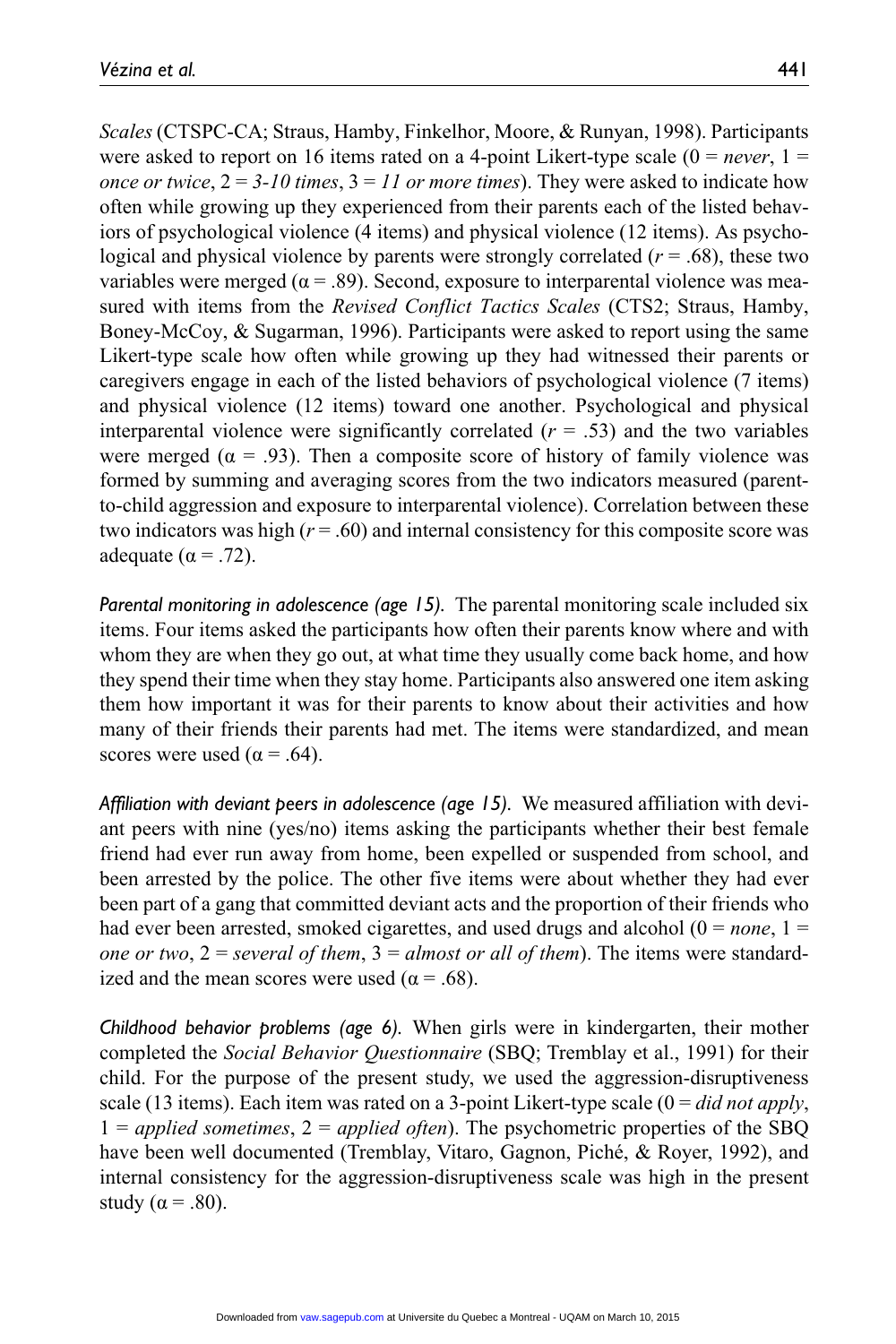*Scales* (CTSPC-CA; Straus, Hamby, Finkelhor, Moore, & Runyan, 1998). Participants were asked to report on 16 items rated on a 4-point Likert-type scale (0 = *never*, 1 = *once or twice*, 2 = *3-10 times*, 3 = *11 or more times*). They were asked to indicate how often while growing up they experienced from their parents each of the listed behaviors of psychological violence (4 items) and physical violence (12 items). As psychological and physical violence by parents were strongly correlated ($r = .68$), these two variables were merged ($\alpha = .89$). Second, exposure to interparental violence was measured with items from the *Revised Conflict Tactics Scales* (CTS2; Straus, Hamby, Boney-McCoy, & Sugarman, 1996). Participants were asked to report using the same Likert-type scale how often while growing up they had witnessed their parents or caregivers engage in each of the listed behaviors of psychological violence (7 items) and physical violence (12 items) toward one another. Psychological and physical interparental violence were significantly correlated ($r = .53$) and the two variables were merged ($\alpha = .93$). Then a composite score of history of family violence was formed by summing and averaging scores from the two indicators measured (parent-to-child aggression and exposure to interparental violence). Correlation between these two indicators was high ($r = .60$) and internal consistency for this composite score was adequate ($\alpha = .72$).

*Parental monitoring in adolescence (age 15).* The parental monitoring scale included six items. Four items asked the participants how often their parents know where and with whom they are when they go out, at what time they usually come back home, and how they spend their time when they stay home. Participants also answered one item asking them how important it was for their parents to know about their activities and how many of their friends their parents had met. The items were standardized, and mean scores were used ($\alpha = .64$).

*Affiliation with deviant peers in adolescence (age 15).* We measured affiliation with deviant peers with nine (yes/no) items asking the participants whether their best female friend had ever run away from home, been expelled or suspended from school, and been arrested by the police. The other five items were about whether they had ever been part of a gang that committed deviant acts and the proportion of their friends who had ever been arrested, smoked cigarettes, and used drugs and alcohol (0 = *none*, 1 = *one or two*, 2 = *several of them*, 3 = *almost or all of them*). The items were standardized and the mean scores were used ($\alpha = .68$).

*Childhood behavior problems (age 6).* When girls were in kindergarten, their mother completed the *Social Behavior Questionnaire* (SBQ; Tremblay et al., 1991) for their child. For the purpose of the present study, we used the aggression-disruptiveness scale (13 items). Each item was rated on a 3-point Likert-type scale (0 = *did not apply*, 1 = *applied sometimes*, 2 = *applied often*). The psychometric properties of the SBQ have been well documented (Tremblay, Vitaro, Gagnon, Piché, & Royer, 1992), and internal consistency for the aggression-disruptiveness scale was high in the present study ($\alpha = .80$).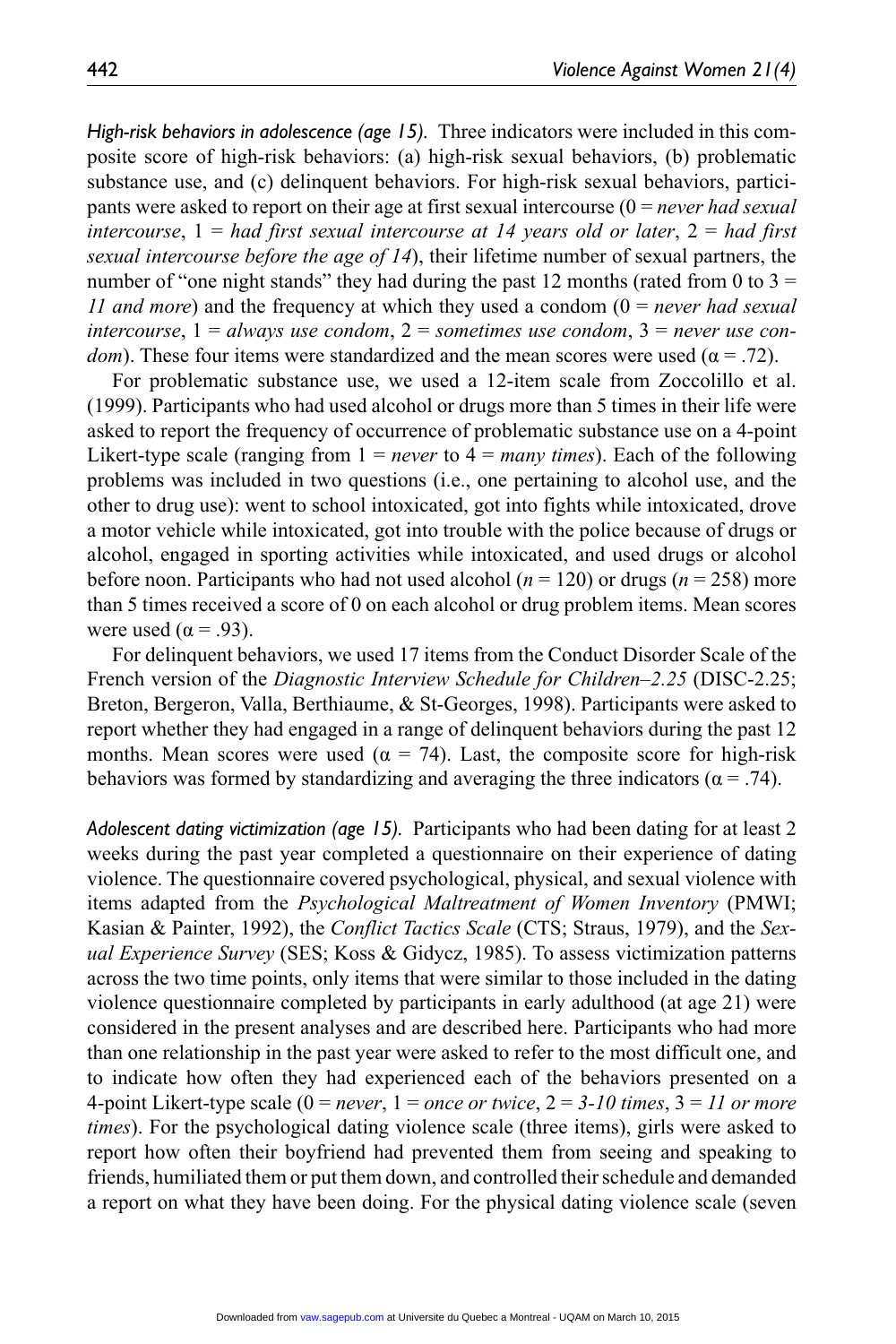*High-risk behaviors in adolescence (age 15).* Three indicators were included in this composite score of high-risk behaviors: (a) high-risk sexual behaviors, (b) problematic substance use, and (c) delinquent behaviors. For high-risk sexual behaviors, participants were asked to report on their age at first sexual intercourse (0 = *never had sexual intercourse*, 1 = *had first sexual intercourse at 14 years old or later*, 2 = *had first sexual intercourse before the age of 14*), their lifetime number of sexual partners, the number of "one night stands" they had during the past 12 months (rated from 0 to 3 = *11 and more*) and the frequency at which they used a condom (0 = *never had sexual intercourse*, 1 = *always use condom*, 2 = *sometimes use condom*, 3 = *never use condom*). These four items were standardized and the mean scores were used ($\alpha = .72$).

For problematic substance use, we used a 12-item scale from Zoccolillo et al. (1999). Participants who had used alcohol or drugs more than 5 times in their life were asked to report the frequency of occurrence of problematic substance use on a 4-point Likert-type scale (ranging from 1 = *never* to 4 = *many times*). Each of the following problems was included in two questions (i.e., one pertaining to alcohol use, and the other to drug use): went to school intoxicated, got into fights while intoxicated, drove a motor vehicle while intoxicated, got into trouble with the police because of drugs or alcohol, engaged in sporting activities while intoxicated, and used drugs or alcohol before noon. Participants who had not used alcohol ($n = 120$) or drugs ($n = 258$) more than 5 times received a score of 0 on each alcohol or drug problem items. Mean scores were used ($\alpha = .93$).

For delinquent behaviors, we used 17 items from the Conduct Disorder Scale of the French version of the *Diagnostic Interview Schedule for Children–2.25* (DISC-2.25; Breton, Bergeron, Valla, Berthiaume, & St-Georges, 1998). Participants were asked to report whether they had engaged in a range of delinquent behaviors during the past 12 months. Mean scores were used ($\alpha = 74$). Last, the composite score for high-risk behaviors was formed by standardizing and averaging the three indicators ($\alpha = .74$).

*Adolescent dating victimization (age 15).* Participants who had been dating for at least 2 weeks during the past year completed a questionnaire on their experience of dating violence. The questionnaire covered psychological, physical, and sexual violence with items adapted from the *Psychological Maltreatment of Women Inventory* (PMWI; Kasian & Painter, 1992), the *Conflict Tactics Scale* (CTS; Straus, 1979), and the *Sexual Experience Survey* (SES; Koss & Gidycz, 1985). To assess victimization patterns across the two time points, only items that were similar to those included in the dating violence questionnaire completed by participants in early adulthood (at age 21) were considered in the present analyses and are described here. Participants who had more than one relationship in the past year were asked to refer to the most difficult one, and to indicate how often they had experienced each of the behaviors presented on a 4-point Likert-type scale (0 = *never*, 1 = *once or twice*, 2 = *3-10 times*, 3 = *11 or more times*). For the psychological dating violence scale (three items), girls were asked to report how often their boyfriend had prevented them from seeing and speaking to friends, humiliated them or put them down, and controlled their schedule and demanded a report on what they have been doing. For the physical dating violence scale (seven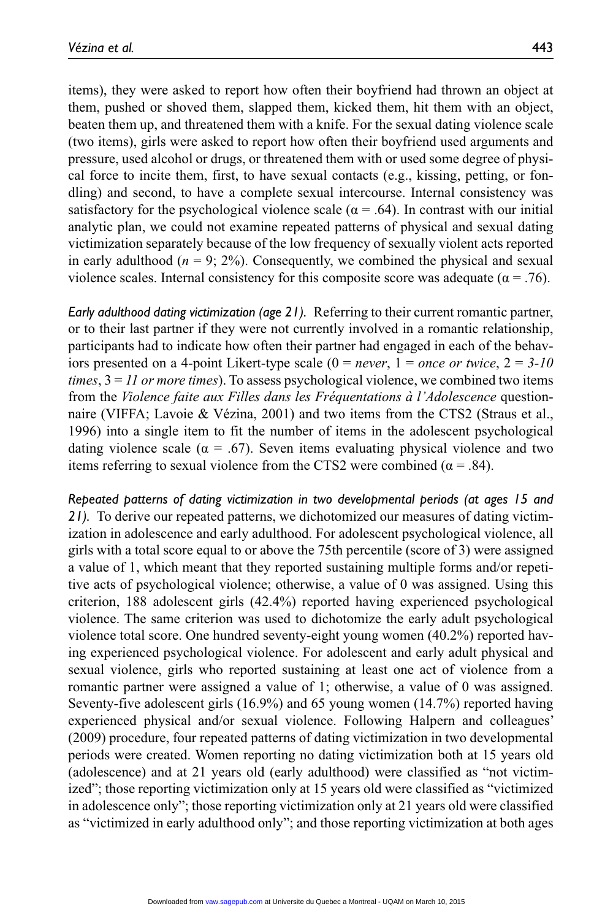items), they were asked to report how often their boyfriend had thrown an object at them, pushed or shoved them, slapped them, kicked them, hit them with an object, beaten them up, and threatened them with a knife. For the sexual dating violence scale (two items), girls were asked to report how often their boyfriend used arguments and pressure, used alcohol or drugs, or threatened them with or used some degree of physical force to incite them, first, to have sexual contacts (e.g., kissing, petting, or fondling) and second, to have a complete sexual intercourse. Internal consistency was satisfactory for the psychological violence scale ($\alpha = .64$). In contrast with our initial analytic plan, we could not examine repeated patterns of physical and sexual dating victimization separately because of the low frequency of sexually violent acts reported in early adulthood ($n = 9$; 2%). Consequently, we combined the physical and sexual violence scales. Internal consistency for this composite score was adequate ($\alpha = .76$).

*Early adulthood dating victimization (age 21).* Referring to their current romantic partner, or to their last partner if they were not currently involved in a romantic relationship, participants had to indicate how often their partner had engaged in each of the behaviors presented on a 4-point Likert-type scale (0 = *never*, 1 = *once or twice*, 2 = *3-10 times*, 3 = *11 or more times*). To assess psychological violence, we combined two items from the *Violence faite aux Filles dans les Fréquentations à l'Adolescence* questionnaire (VIFFA; Lavoie & Vézina, 2001) and two items from the CTS2 (Straus et al., 1996) into a single item to fit the number of items in the adolescent psychological dating violence scale ($\alpha = .67$). Seven items evaluating physical violence and two items referring to sexual violence from the CTS2 were combined ($\alpha = .84$).

*Repeated patterns of dating victimization in two developmental periods (at ages 15 and 21).* To derive our repeated patterns, we dichotomized our measures of dating victimization in adolescence and early adulthood. For adolescent psychological violence, all girls with a total score equal to or above the 75th percentile (score of 3) were assigned a value of 1, which meant that they reported sustaining multiple forms and/or repetitive acts of psychological violence; otherwise, a value of 0 was assigned. Using this criterion, 188 adolescent girls (42.4%) reported having experienced psychological violence. The same criterion was used to dichotomize the early adult psychological violence total score. One hundred seventy-eight young women (40.2%) reported having experienced psychological violence. For adolescent and early adult physical and sexual violence, girls who reported sustaining at least one act of violence from a romantic partner were assigned a value of 1; otherwise, a value of 0 was assigned. Seventy-five adolescent girls (16.9%) and 65 young women (14.7%) reported having experienced physical and/or sexual violence. Following Halpern and colleagues' (2009) procedure, four repeated patterns of dating victimization in two developmental periods were created. Women reporting no dating victimization both at 15 years old (adolescence) and at 21 years old (early adulthood) were classified as "not victimized"; those reporting victimization only at 15 years old were classified as "victimized in adolescence only"; those reporting victimization only at 21 years old were classified as "victimized in early adulthood only"; and those reporting victimization at both ages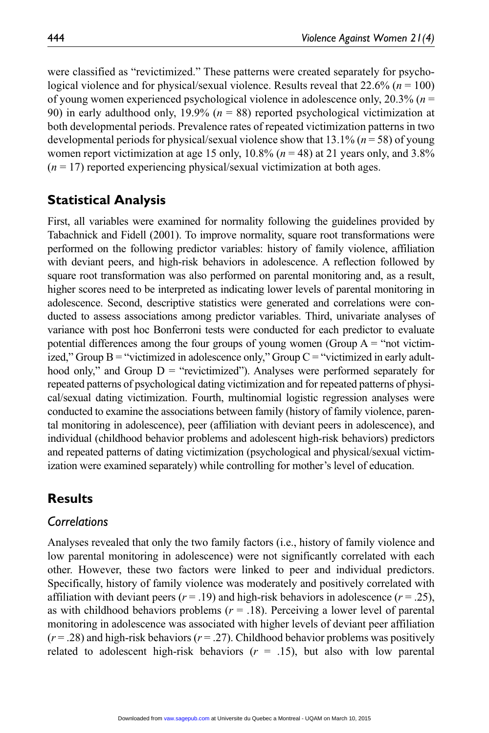were classified as "revictimized." These patterns were created separately for psychological violence and for physical/sexual violence. Results reveal that 22.6% ($n$ = 100) of young women experienced psychological violence in adolescence only, 20.3% ($n$ = 90) in early adulthood only, 19.9% ($n$ = 88) reported psychological victimization at both developmental periods. Prevalence rates of repeated victimization patterns in two developmental periods for physical/sexual violence show that 13.1% ($n$ = 58) of young women report victimization at age 15 only, 10.8% ($n$ = 48) at 21 years only, and 3.8% ($n$ = 17) reported experiencing physical/sexual victimization at both ages.

## Statistical Analysis

First, all variables were examined for normality following the guidelines provided by Tabachnick and Fidell (2001). To improve normality, square root transformations were performed on the following predictor variables: history of family violence, affiliation with deviant peers, and high-risk behaviors in adolescence. A reflection followed by square root transformation was also performed on parental monitoring and, as a result, higher scores need to be interpreted as indicating lower levels of parental monitoring in adolescence. Second, descriptive statistics were generated and correlations were conducted to assess associations among predictor variables. Third, univariate analyses of variance with post hoc Bonferroni tests were conducted for each predictor to evaluate potential differences among the four groups of young women (Group A = "not victimized," Group B = "victimized in adolescence only," Group C = "victimized in early adulthood only," and Group D = "revictimized"). Analyses were performed separately for repeated patterns of psychological dating victimization and for repeated patterns of physical/sexual dating victimization. Fourth, multinomial logistic regression analyses were conducted to examine the associations between family (history of family violence, parental monitoring in adolescence), peer (affiliation with deviant peers in adolescence), and individual (childhood behavior problems and adolescent high-risk behaviors) predictors and repeated patterns of dating victimization (psychological and physical/sexual victimization were examined separately) while controlling for mother's level of education.

## Results

### *Correlations*

Analyses revealed that only the two family factors (i.e., history of family violence and low parental monitoring in adolescence) were not significantly correlated with each other. However, these two factors were linked to peer and individual predictors. Specifically, history of family violence was moderately and positively correlated with affiliation with deviant peers ($r$ = .19) and high-risk behaviors in adolescence ($r$ = .25), as with childhood behaviors problems ($r$ = .18). Perceiving a lower level of parental monitoring in adolescence was associated with higher levels of deviant peer affiliation ($r$ = .28) and high-risk behaviors ($r$ = .27). Childhood behavior problems was positively related to adolescent high-risk behaviors ($r$ = .15), but also with low parental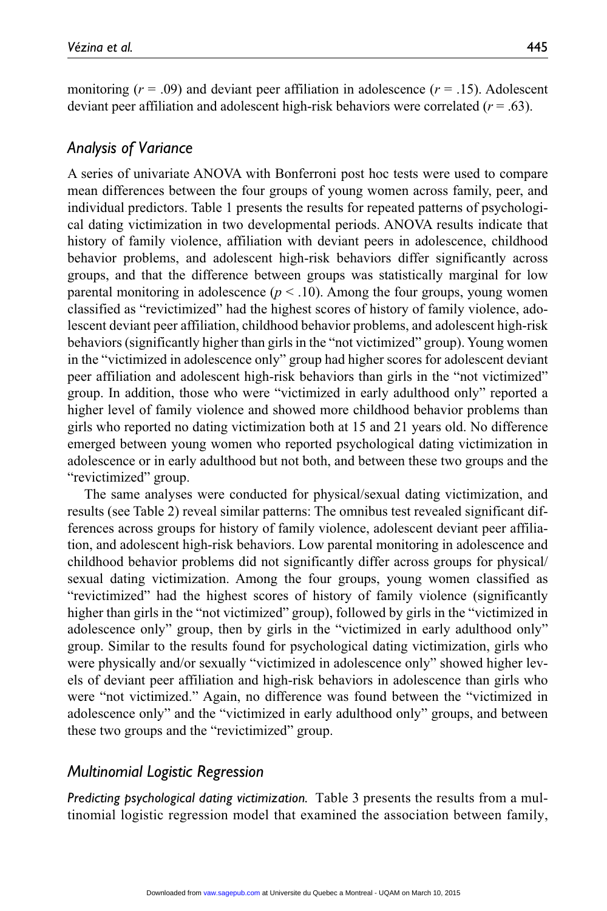monitoring ($r = .09$) and deviant peer affiliation in adolescence ($r = .15$). Adolescent deviant peer affiliation and adolescent high-risk behaviors were correlated ($r = .63$).

## *Analysis of Variance*

A series of univariate ANOVA with Bonferroni post hoc tests were used to compare mean differences between the four groups of young women across family, peer, and individual predictors. Table 1 presents the results for repeated patterns of psychological dating victimization in two developmental periods. ANOVA results indicate that history of family violence, affiliation with deviant peers in adolescence, childhood behavior problems, and adolescent high-risk behaviors differ significantly across groups, and that the difference between groups was statistically marginal for low parental monitoring in adolescence ($p < .10$). Among the four groups, young women classified as "revictimized" had the highest scores of history of family violence, adolescent deviant peer affiliation, childhood behavior problems, and adolescent high-risk behaviors (significantly higher than girls in the "not victimized" group). Young women in the "victimized in adolescence only" group had higher scores for adolescent deviant peer affiliation and adolescent high-risk behaviors than girls in the "not victimized" group. In addition, those who were "victimized in early adulthood only" reported a higher level of family violence and showed more childhood behavior problems than girls who reported no dating victimization both at 15 and 21 years old. No difference emerged between young women who reported psychological dating victimization in adolescence or in early adulthood but not both, and between these two groups and the "revictimized" group.

The same analyses were conducted for physical/sexual dating victimization, and results (see Table 2) reveal similar patterns: The omnibus test revealed significant differences across groups for history of family violence, adolescent deviant peer affiliation, and adolescent high-risk behaviors. Low parental monitoring in adolescence and childhood behavior problems did not significantly differ across groups for physical/sexual dating victimization. Among the four groups, young women classified as "revictimized" had the highest scores of history of family violence (significantly higher than girls in the "not victimized" group), followed by girls in the "victimized in adolescence only" group, then by girls in the "victimized in early adulthood only" group. Similar to the results found for psychological dating victimization, girls who were physically and/or sexually "victimized in adolescence only" showed higher levels of deviant peer affiliation and high-risk behaviors in adolescence than girls who were "not victimized." Again, no difference was found between the "victimized in adolescence only" and the "victimized in early adulthood only" groups, and between these two groups and the "revictimized" group.

## *Multinomial Logistic Regression*

*Predicting psychological dating victimization.* Table 3 presents the results from a multinomial logistic regression model that examined the association between family,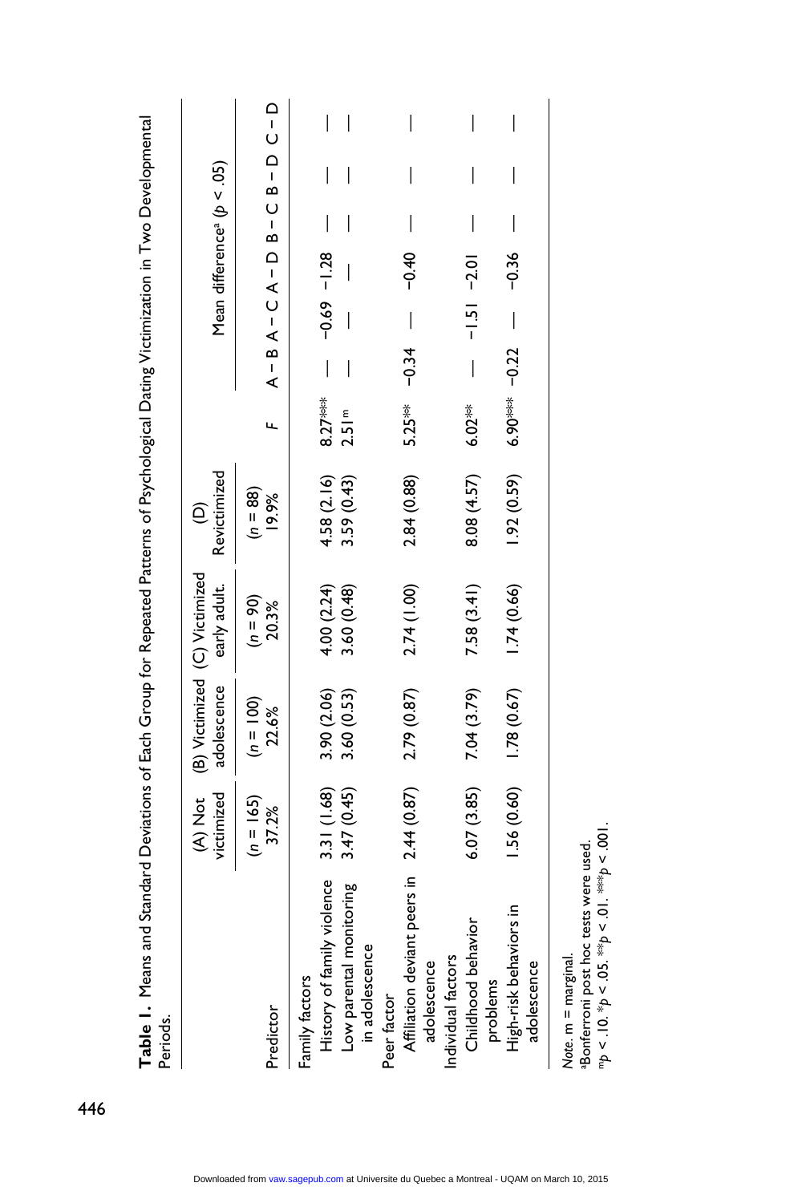**Table 1.** Means and Standard Deviations of Each Group for Repeated Patterns of Psychological Dating Victimization in Two Developmental Periods.

| Predictor | (A) Not victimized | (B) Victimized adolescence | (C) Victimized early adult. | (D) Revictimized | | Mean difference[a] ($p < .05$) | | | | | |
|---|---|---|---|---|---|---|---|---|---|---|---|
| | ($n$ = 165) 37.2% | ($n$ = 100) 22.6% | ($n$ = 90) 20.3% | ($n$ = 88) 19.9% | $F$ | A – B | A – C | A – D | B – C | B – D | C – D |
| Family factors | | | | | | | | | | | |
| History of family violence | 3.31 (1.68) | 3.90 (2.06) | 4.00 (2.24) | 4.58 (2.16) | 8.27*** | — | −0.69 | −1.28 | — | — | — |
| Low parental monitoring in adolescence | 3.47 (0.45) | 3.60 (0.53) | 3.60 (0.48) | 3.59 (0.43) | 2.51[m] | — | — | — | — | — | — |
| Peer factor | | | | | | | | | | | |
| Affiliation deviant peers in adolescence | 2.44 (0.87) | 2.79 (0.87) | 2.74 (1.00) | 2.84 (0.88) | 5.25** | −0.34 | — | −0.40 | — | — | — |
| Individual factors | | | | | | | | | | | |
| Childhood behavior problems | 6.07 (3.85) | 7.04 (3.79) | 7.58 (3.41) | 8.08 (4.57) | 6.02** | — | −1.51 | −2.01 | — | — | — |
| High-risk behaviors in adolescence | 1.56 (0.60) | 1.78 (0.67) | 1.74 (0.66) | 1.92 (0.59) | 6.90*** | −0.22 | — | −0.36 | — | — | — |

*Note.* m = marginal.
[a]Bonferroni post hoc tests were used.
[m]$p < .10$. *$p < .05$. **$p < .01$. ***$p < .001$.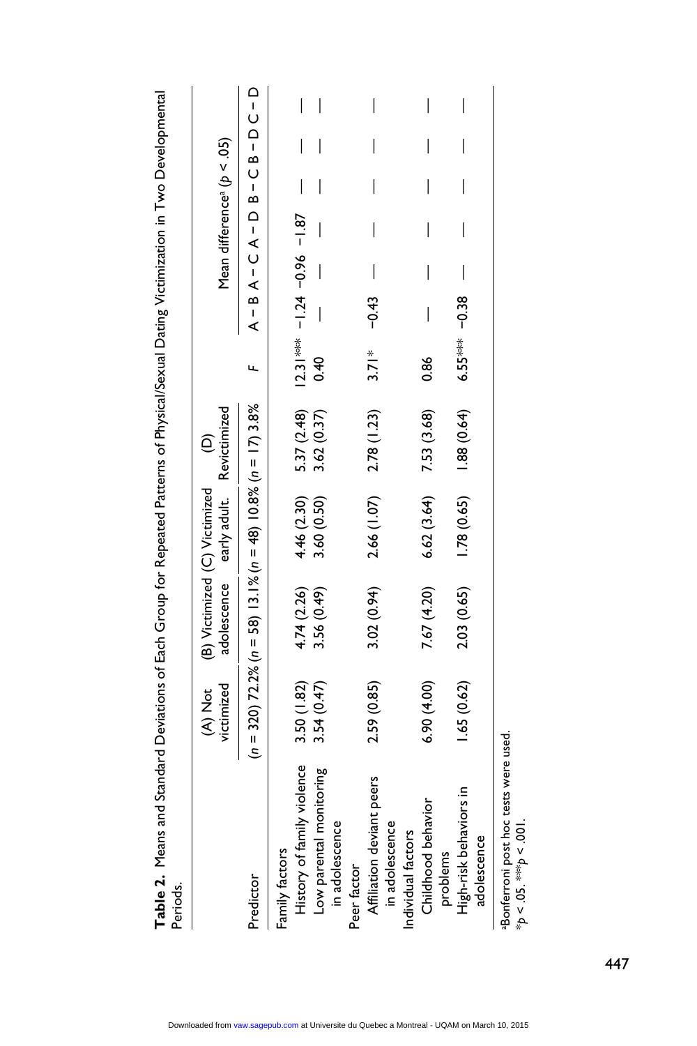**Table 2.** Means and Standard Deviations of Each Group for Repeated Patterns of Physical/Sexual Dating Victimization in Two Developmental Periods.

| Predictor | (A) Not victimized | (B) Victimized adolescence | (C) Victimized early adult. | (D) Revictimized | $F$ | Mean difference[a] ($p < .05$) | | | | | |
|---|---|---|---|---|---|---|---|---|---|---|---|
| | ($n$ = 320) 72.2% | ($n$ = 58) 13.1% | ($n$ = 48) 10.8% | ($n$ = 17) 3.8% | | A − B | A − C | A − D | B − C | B − D | C − D |
| Family factors | | | | | | | | | | | |
| History of family violence | 3.50 (1.82) | 4.74 (2.26) | 4.46 (2.30) | 5.37 (2.48) | 12.31*** | −1.24 | −0.96 | −1.87 | — | — | — |
| Low parental monitoring in adolescence | 3.54 (0.47) | 3.56 (0.49) | 3.60 (0.50) | 3.62 (0.37) | 0.40 | — | — | — | — | — | — |
| Peer factor | | | | | | | | | | | |
| Affiliation deviant peers in adolescence | 2.59 (0.85) | 3.02 (0.94) | 2.66 (1.07) | 2.78 (1.23) | 3.71* | −0.43 | — | — | — | — | — |
| Individual factors | | | | | | | | | | | |
| Childhood behavior problems | 6.90 (4.00) | 7.67 (4.20) | 6.62 (3.64) | 7.53 (3.68) | 0.86 | — | — | — | — | — | — |
| High-risk behaviors in adolescence | 1.65 (0.62) | 2.03 (0.65) | 1.78 (0.65) | 1.88 (0.64) | 6.55*** | −0.38 | — | — | — | — | — |

[a]Bonferroni post hoc tests were used.
*$p$ < .05. ***$p$ < .001.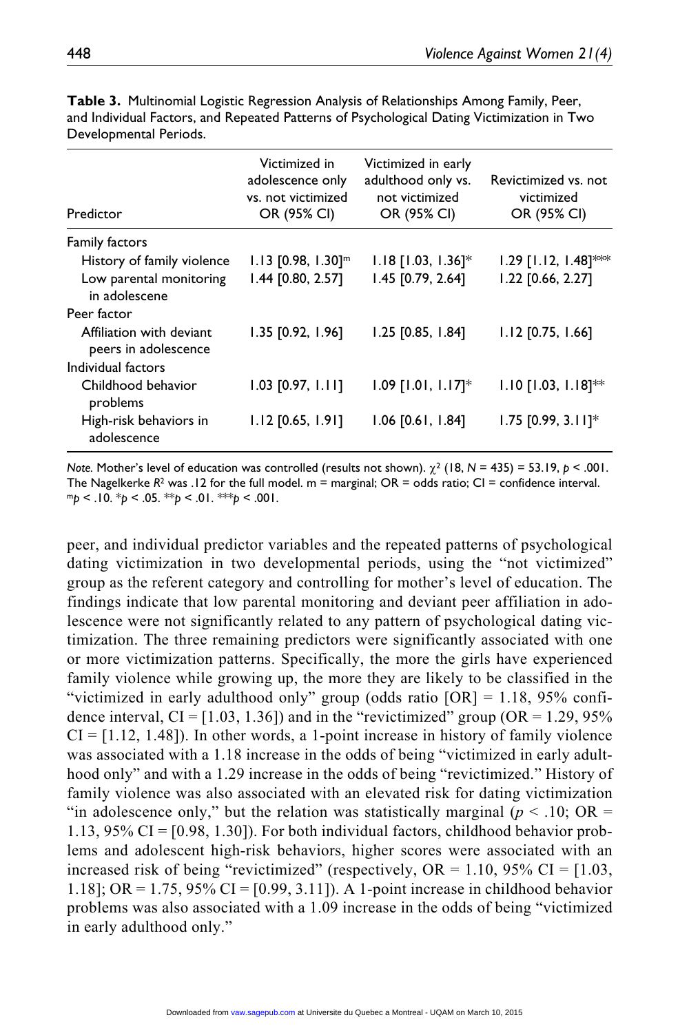**Table 3.** Multinomial Logistic Regression Analysis of Relationships Among Family, Peer, and Individual Factors, and Repeated Patterns of Psychological Dating Victimization in Two Developmental Periods.

| Predictor | Victimized in adolescence only vs. not victimized OR (95% CI) | Victimized in early adulthood only vs. not victimized OR (95% CI) | Revictimized vs. not victimized OR (95% CI) |
|---|---|---|---|
| Family factors | | | |
| History of family violence | 1.13 [0.98, 1.30][m] | 1.18 [1.03, 1.36]* | 1.29 [1.12, 1.48]*** |
| Low parental monitoring in adolescene | 1.44 [0.80, 2.57] | 1.45 [0.79, 2.64] | 1.22 [0.66, 2.27] |
| Peer factor | | | |
| Affiliation with deviant peers in adolescence | 1.35 [0.92, 1.96] | 1.25 [0.85, 1.84] | 1.12 [0.75, 1.66] |
| Individual factors | | | |
| Childhood behavior problems | 1.03 [0.97, 1.11] | 1.09 [1.01, 1.17]* | 1.10 [1.03, 1.18]** |
| High-risk behaviors in adolescence | 1.12 [0.65, 1.91] | 1.06 [0.61, 1.84] | 1.75 [0.99, 3.11]* |

*Note.* Mother's level of education was controlled (results not shown). $\chi^2$ (18, $N$ = 435) = 53.19, $p < .001$. The Nagelkerke $R^2$ was .12 for the full model. m = marginal; OR = odds ratio; CI = confidence interval.
[m]$p < .10$. *$p < .05$. **$p < .01$. ***$p < .001$.

peer, and individual predictor variables and the repeated patterns of psychological dating victimization in two developmental periods, using the "not victimized" group as the referent category and controlling for mother's level of education. The findings indicate that low parental monitoring and deviant peer affiliation in adolescence were not significantly related to any pattern of psychological dating victimization. The three remaining predictors were significantly associated with one or more victimization patterns. Specifically, the more the girls have experienced family violence while growing up, the more they are likely to be classified in the "victimized in early adulthood only" group (odds ratio [OR] = 1.18, 95% confidence interval, CI = [1.03, 1.36]) and in the "revictimized" group (OR = 1.29, 95% CI = [1.12, 1.48]). In other words, a 1-point increase in history of family violence was associated with a 1.18 increase in the odds of being "victimized in early adulthood only" and with a 1.29 increase in the odds of being "revictimized." History of family violence was also associated with an elevated risk for dating victimization "in adolescence only," but the relation was statistically marginal ($p < .10$; OR = 1.13, 95% CI = [0.98, 1.30]). For both individual factors, childhood behavior problems and adolescent high-risk behaviors, higher scores were associated with an increased risk of being "revictimized" (respectively, OR = 1.10, 95% CI = [1.03, 1.18]; OR = 1.75, 95% CI = [0.99, 3.11]). A 1-point increase in childhood behavior problems was also associated with a 1.09 increase in the odds of being "victimized in early adulthood only."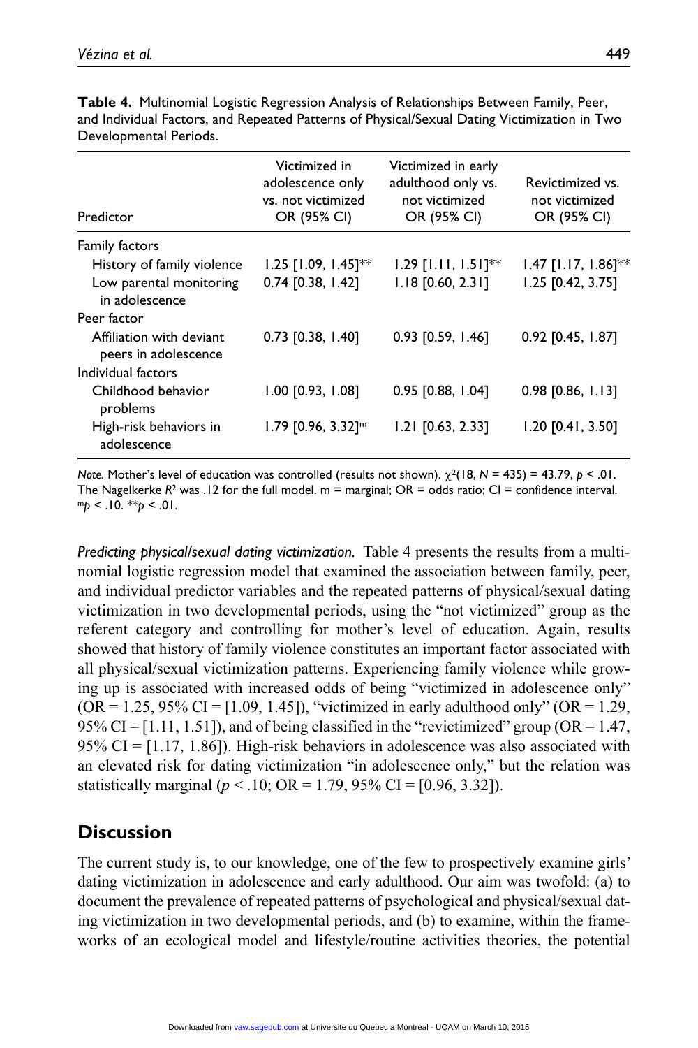**Table 4.** Multinomial Logistic Regression Analysis of Relationships Between Family, Peer, and Individual Factors, and Repeated Patterns of Physical/Sexual Dating Victimization in Two Developmental Periods.

| Predictor | Victimized in adolescence only vs. not victimized OR (95% CI) | Victimized in early adulthood only vs. not victimized OR (95% CI) | Revictimized vs. not victimized OR (95% CI) |
|---|---|---|---|
| Family factors | | | |
| History of family violence | 1.25 [1.09, 1.45]** | 1.29 [1.11, 1.51]** | 1.47 [1.17, 1.86]** |
| Low parental monitoring in adolescence | 0.74 [0.38, 1.42] | 1.18 [0.60, 2.31] | 1.25 [0.42, 3.75] |
| Peer factor | | | |
| Affiliation with deviant peers in adolescence | 0.73 [0.38, 1.40] | 0.93 [0.59, 1.46] | 0.92 [0.45, 1.87] |
| Individual factors | | | |
| Childhood behavior problems | 1.00 [0.93, 1.08] | 0.95 [0.88, 1.04] | 0.98 [0.86, 1.13] |
| High-risk behaviors in adolescence | 1.79 [0.96, 3.32][m] | 1.21 [0.63, 2.33] | 1.20 [0.41, 3.50] |

*Note.* Mother's level of education was controlled (results not shown). $\chi^2(18, N = 435) = 43.79$, $p < .01$. The Nagelkerke $R^2$ was .12 for the full model. m = marginal; OR = odds ratio; CI = confidence interval.
[m]$p < .10$. **$p < .01$.

*Predicting physical/sexual dating victimization.* Table 4 presents the results from a multinomial logistic regression model that examined the association between family, peer, and individual predictor variables and the repeated patterns of physical/sexual dating victimization in two developmental periods, using the "not victimized" group as the referent category and controlling for mother's level of education. Again, results showed that history of family violence constitutes an important factor associated with all physical/sexual victimization patterns. Experiencing family violence while growing up is associated with increased odds of being "victimized in adolescence only" (OR = 1.25, 95% CI = [1.09, 1.45]), "victimized in early adulthood only" (OR = 1.29, 95% CI = [1.11, 1.51]), and of being classified in the "revictimized" group (OR = 1.47, 95% CI = [1.17, 1.86]). High-risk behaviors in adolescence was also associated with an elevated risk for dating victimization "in adolescence only," but the relation was statistically marginal ($p < .10$; OR = 1.79, 95% CI = [0.96, 3.32]).

## Discussion

The current study is, to our knowledge, one of the few to prospectively examine girls' dating victimization in adolescence and early adulthood. Our aim was twofold: (a) to document the prevalence of repeated patterns of psychological and physical/sexual dating victimization in two developmental periods, and (b) to examine, within the frameworks of an ecological model and lifestyle/routine activities theories, the potential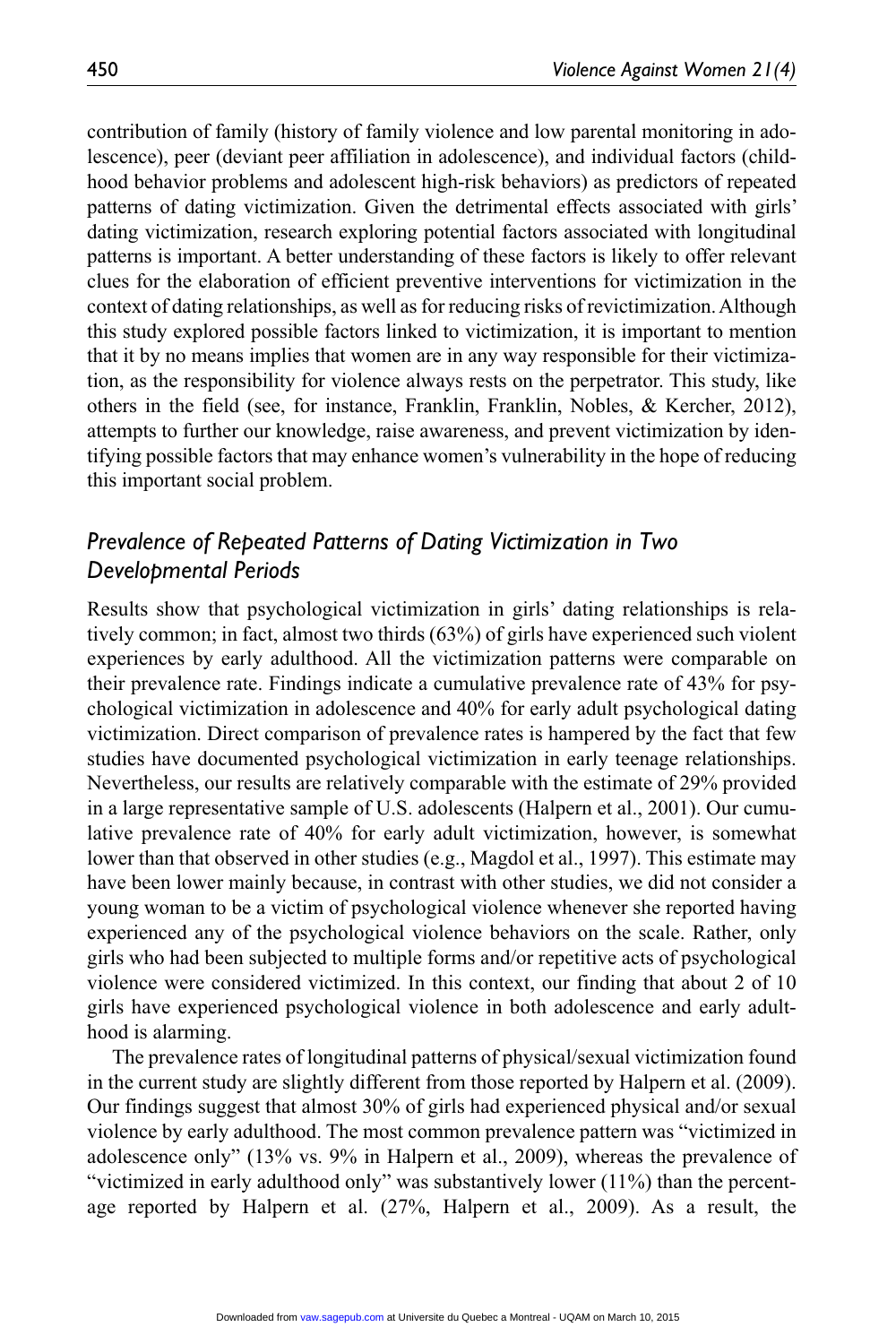contribution of family (history of family violence and low parental monitoring in adolescence), peer (deviant peer affiliation in adolescence), and individual factors (childhood behavior problems and adolescent high-risk behaviors) as predictors of repeated patterns of dating victimization. Given the detrimental effects associated with girls' dating victimization, research exploring potential factors associated with longitudinal patterns is important. A better understanding of these factors is likely to offer relevant clues for the elaboration of efficient preventive interventions for victimization in the context of dating relationships, as well as for reducing risks of revictimization. Although this study explored possible factors linked to victimization, it is important to mention that it by no means implies that women are in any way responsible for their victimization, as the responsibility for violence always rests on the perpetrator. This study, like others in the field (see, for instance, Franklin, Franklin, Nobles, & Kercher, 2012), attempts to further our knowledge, raise awareness, and prevent victimization by identifying possible factors that may enhance women's vulnerability in the hope of reducing this important social problem.

## *Prevalence of Repeated Patterns of Dating Victimization in Two Developmental Periods*

Results show that psychological victimization in girls' dating relationships is relatively common; in fact, almost two thirds (63%) of girls have experienced such violent experiences by early adulthood. All the victimization patterns were comparable on their prevalence rate. Findings indicate a cumulative prevalence rate of 43% for psychological victimization in adolescence and 40% for early adult psychological dating victimization. Direct comparison of prevalence rates is hampered by the fact that few studies have documented psychological victimization in early teenage relationships. Nevertheless, our results are relatively comparable with the estimate of 29% provided in a large representative sample of U.S. adolescents (Halpern et al., 2001). Our cumulative prevalence rate of 40% for early adult victimization, however, is somewhat lower than that observed in other studies (e.g., Magdol et al., 1997). This estimate may have been lower mainly because, in contrast with other studies, we did not consider a young woman to be a victim of psychological violence whenever she reported having experienced any of the psychological violence behaviors on the scale. Rather, only girls who had been subjected to multiple forms and/or repetitive acts of psychological violence were considered victimized. In this context, our finding that about 2 of 10 girls have experienced psychological violence in both adolescence and early adulthood is alarming.

The prevalence rates of longitudinal patterns of physical/sexual victimization found in the current study are slightly different from those reported by Halpern et al. (2009). Our findings suggest that almost 30% of girls had experienced physical and/or sexual violence by early adulthood. The most common prevalence pattern was "victimized in adolescence only" (13% vs. 9% in Halpern et al., 2009), whereas the prevalence of "victimized in early adulthood only" was substantively lower (11%) than the percentage reported by Halpern et al. (27%, Halpern et al., 2009). As a result, the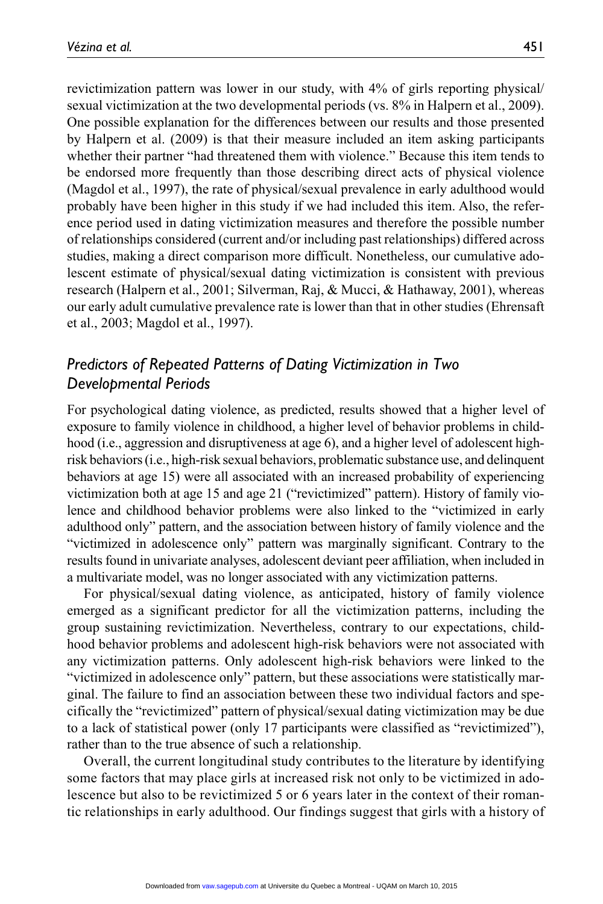revictimization pattern was lower in our study, with 4% of girls reporting physical/sexual victimization at the two developmental periods (vs. 8% in Halpern et al., 2009). One possible explanation for the differences between our results and those presented by Halpern et al. (2009) is that their measure included an item asking participants whether their partner "had threatened them with violence." Because this item tends to be endorsed more frequently than those describing direct acts of physical violence (Magdol et al., 1997), the rate of physical/sexual prevalence in early adulthood would probably have been higher in this study if we had included this item. Also, the reference period used in dating victimization measures and therefore the possible number of relationships considered (current and/or including past relationships) differed across studies, making a direct comparison more difficult. Nonetheless, our cumulative adolescent estimate of physical/sexual dating victimization is consistent with previous research (Halpern et al., 2001; Silverman, Raj, & Mucci, & Hathaway, 2001), whereas our early adult cumulative prevalence rate is lower than that in other studies (Ehrensaft et al., 2003; Magdol et al., 1997).

## *Predictors of Repeated Patterns of Dating Victimization in Two Developmental Periods*

For psychological dating violence, as predicted, results showed that a higher level of exposure to family violence in childhood, a higher level of behavior problems in childhood (i.e., aggression and disruptiveness at age 6), and a higher level of adolescent high-risk behaviors (i.e., high-risk sexual behaviors, problematic substance use, and delinquent behaviors at age 15) were all associated with an increased probability of experiencing victimization both at age 15 and age 21 ("revictimized" pattern). History of family violence and childhood behavior problems were also linked to the "victimized in early adulthood only" pattern, and the association between history of family violence and the "victimized in adolescence only" pattern was marginally significant. Contrary to the results found in univariate analyses, adolescent deviant peer affiliation, when included in a multivariate model, was no longer associated with any victimization patterns.

For physical/sexual dating violence, as anticipated, history of family violence emerged as a significant predictor for all the victimization patterns, including the group sustaining revictimization. Nevertheless, contrary to our expectations, childhood behavior problems and adolescent high-risk behaviors were not associated with any victimization patterns. Only adolescent high-risk behaviors were linked to the "victimized in adolescence only" pattern, but these associations were statistically marginal. The failure to find an association between these two individual factors and specifically the "revictimized" pattern of physical/sexual dating victimization may be due to a lack of statistical power (only 17 participants were classified as "revictimized"), rather than to the true absence of such a relationship.

Overall, the current longitudinal study contributes to the literature by identifying some factors that may place girls at increased risk not only to be victimized in adolescence but also to be revictimized 5 or 6 years later in the context of their romantic relationships in early adulthood. Our findings suggest that girls with a history of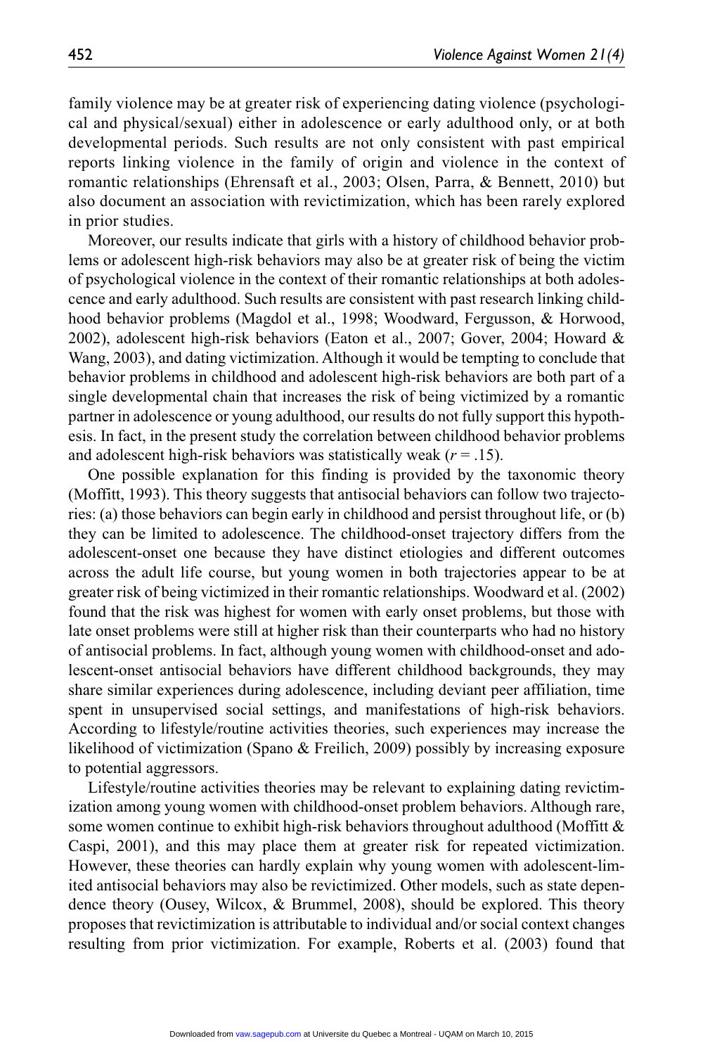family violence may be at greater risk of experiencing dating violence (psychological and physical/sexual) either in adolescence or early adulthood only, or at both developmental periods. Such results are not only consistent with past empirical reports linking violence in the family of origin and violence in the context of romantic relationships (Ehrensaft et al., 2003; Olsen, Parra, & Bennett, 2010) but also document an association with revictimization, which has been rarely explored in prior studies.

Moreover, our results indicate that girls with a history of childhood behavior problems or adolescent high-risk behaviors may also be at greater risk of being the victim of psychological violence in the context of their romantic relationships at both adolescence and early adulthood. Such results are consistent with past research linking childhood behavior problems (Magdol et al., 1998; Woodward, Fergusson, & Horwood, 2002), adolescent high-risk behaviors (Eaton et al., 2007; Gover, 2004; Howard & Wang, 2003), and dating victimization. Although it would be tempting to conclude that behavior problems in childhood and adolescent high-risk behaviors are both part of a single developmental chain that increases the risk of being victimized by a romantic partner in adolescence or young adulthood, our results do not fully support this hypothesis. In fact, in the present study the correlation between childhood behavior problems and adolescent high-risk behaviors was statistically weak ($r = .15$).

One possible explanation for this finding is provided by the taxonomic theory (Moffitt, 1993). This theory suggests that antisocial behaviors can follow two trajectories: (a) those behaviors can begin early in childhood and persist throughout life, or (b) they can be limited to adolescence. The childhood-onset trajectory differs from the adolescent-onset one because they have distinct etiologies and different outcomes across the adult life course, but young women in both trajectories appear to be at greater risk of being victimized in their romantic relationships. Woodward et al. (2002) found that the risk was highest for women with early onset problems, but those with late onset problems were still at higher risk than their counterparts who had no history of antisocial problems. In fact, although young women with childhood-onset and adolescent-onset antisocial behaviors have different childhood backgrounds, they may share similar experiences during adolescence, including deviant peer affiliation, time spent in unsupervised social settings, and manifestations of high-risk behaviors. According to lifestyle/routine activities theories, such experiences may increase the likelihood of victimization (Spano & Freilich, 2009) possibly by increasing exposure to potential aggressors.

Lifestyle/routine activities theories may be relevant to explaining dating revictimization among young women with childhood-onset problem behaviors. Although rare, some women continue to exhibit high-risk behaviors throughout adulthood (Moffitt & Caspi, 2001), and this may place them at greater risk for repeated victimization. However, these theories can hardly explain why young women with adolescent-limited antisocial behaviors may also be revictimized. Other models, such as state dependence theory (Ousey, Wilcox, & Brummel, 2008), should be explored. This theory proposes that revictimization is attributable to individual and/or social context changes resulting from prior victimization. For example, Roberts et al. (2003) found that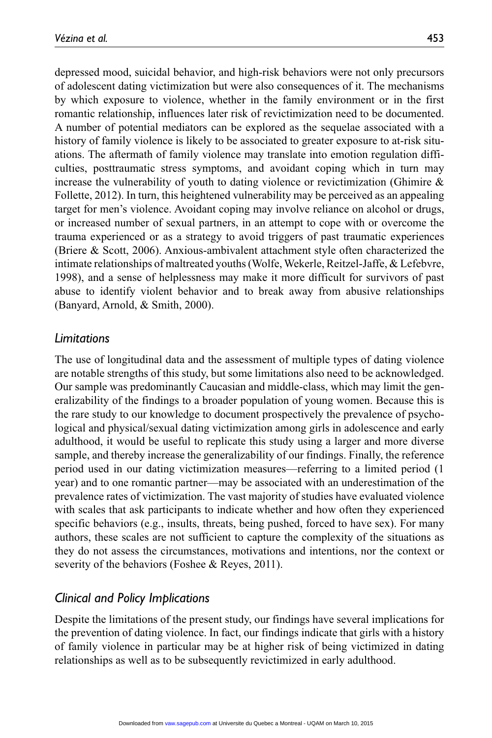depressed mood, suicidal behavior, and high-risk behaviors were not only precursors of adolescent dating victimization but were also consequences of it. The mechanisms by which exposure to violence, whether in the family environment or in the first romantic relationship, influences later risk of revictimization need to be documented. A number of potential mediators can be explored as the sequelae associated with a history of family violence is likely to be associated to greater exposure to at-risk situations. The aftermath of family violence may translate into emotion regulation difficulties, posttraumatic stress symptoms, and avoidant coping which in turn may increase the vulnerability of youth to dating violence or revictimization (Ghimire & Follette, 2012). In turn, this heightened vulnerability may be perceived as an appealing target for men's violence. Avoidant coping may involve reliance on alcohol or drugs, or increased number of sexual partners, in an attempt to cope with or overcome the trauma experienced or as a strategy to avoid triggers of past traumatic experiences (Briere & Scott, 2006). Anxious-ambivalent attachment style often characterized the intimate relationships of maltreated youths (Wolfe, Wekerle, Reitzel-Jaffe, & Lefebvre, 1998), and a sense of helplessness may make it more difficult for survivors of past abuse to identify violent behavior and to break away from abusive relationships (Banyard, Arnold, & Smith, 2000).

## *Limitations*

The use of longitudinal data and the assessment of multiple types of dating violence are notable strengths of this study, but some limitations also need to be acknowledged. Our sample was predominantly Caucasian and middle-class, which may limit the generalizability of the findings to a broader population of young women. Because this is the rare study to our knowledge to document prospectively the prevalence of psychological and physical/sexual dating victimization among girls in adolescence and early adulthood, it would be useful to replicate this study using a larger and more diverse sample, and thereby increase the generalizability of our findings. Finally, the reference period used in our dating victimization measures—referring to a limited period (1 year) and to one romantic partner—may be associated with an underestimation of the prevalence rates of victimization. The vast majority of studies have evaluated violence with scales that ask participants to indicate whether and how often they experienced specific behaviors (e.g., insults, threats, being pushed, forced to have sex). For many authors, these scales are not sufficient to capture the complexity of the situations as they do not assess the circumstances, motivations and intentions, nor the context or severity of the behaviors (Foshee & Reyes, 2011).

## *Clinical and Policy Implications*

Despite the limitations of the present study, our findings have several implications for the prevention of dating violence. In fact, our findings indicate that girls with a history of family violence in particular may be at higher risk of being victimized in dating relationships as well as to be subsequently revictimized in early adulthood.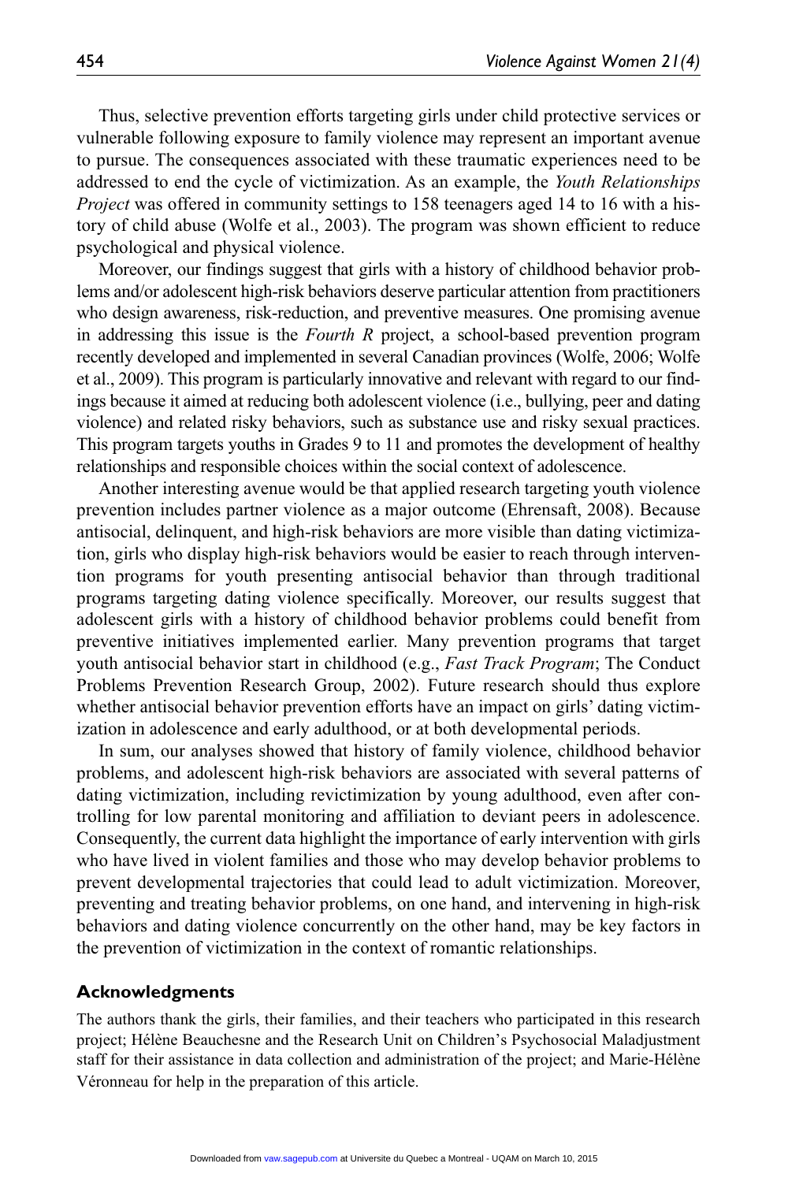Thus, selective prevention efforts targeting girls under child protective services or vulnerable following exposure to family violence may represent an important avenue to pursue. The consequences associated with these traumatic experiences need to be addressed to end the cycle of victimization. As an example, the *Youth Relationships Project* was offered in community settings to 158 teenagers aged 14 to 16 with a history of child abuse (Wolfe et al., 2003). The program was shown efficient to reduce psychological and physical violence.

Moreover, our findings suggest that girls with a history of childhood behavior problems and/or adolescent high-risk behaviors deserve particular attention from practitioners who design awareness, risk-reduction, and preventive measures. One promising avenue in addressing this issue is the *Fourth R* project, a school-based prevention program recently developed and implemented in several Canadian provinces (Wolfe, 2006; Wolfe et al., 2009). This program is particularly innovative and relevant with regard to our findings because it aimed at reducing both adolescent violence (i.e., bullying, peer and dating violence) and related risky behaviors, such as substance use and risky sexual practices. This program targets youths in Grades 9 to 11 and promotes the development of healthy relationships and responsible choices within the social context of adolescence.

Another interesting avenue would be that applied research targeting youth violence prevention includes partner violence as a major outcome (Ehrensaft, 2008). Because antisocial, delinquent, and high-risk behaviors are more visible than dating victimization, girls who display high-risk behaviors would be easier to reach through intervention programs for youth presenting antisocial behavior than through traditional programs targeting dating violence specifically. Moreover, our results suggest that adolescent girls with a history of childhood behavior problems could benefit from preventive initiatives implemented earlier. Many prevention programs that target youth antisocial behavior start in childhood (e.g., *Fast Track Program*; The Conduct Problems Prevention Research Group, 2002). Future research should thus explore whether antisocial behavior prevention efforts have an impact on girls' dating victimization in adolescence and early adulthood, or at both developmental periods.

In sum, our analyses showed that history of family violence, childhood behavior problems, and adolescent high-risk behaviors are associated with several patterns of dating victimization, including revictimization by young adulthood, even after controlling for low parental monitoring and affiliation to deviant peers in adolescence. Consequently, the current data highlight the importance of early intervention with girls who have lived in violent families and those who may develop behavior problems to prevent developmental trajectories that could lead to adult victimization. Moreover, preventing and treating behavior problems, on one hand, and intervening in high-risk behaviors and dating violence concurrently on the other hand, may be key factors in the prevention of victimization in the context of romantic relationships.

## Acknowledgments

The authors thank the girls, their families, and their teachers who participated in this research project; Hélène Beauchesne and the Research Unit on Children's Psychosocial Maladjustment staff for their assistance in data collection and administration of the project; and Marie-Hélène Véronneau for help in the preparation of this article.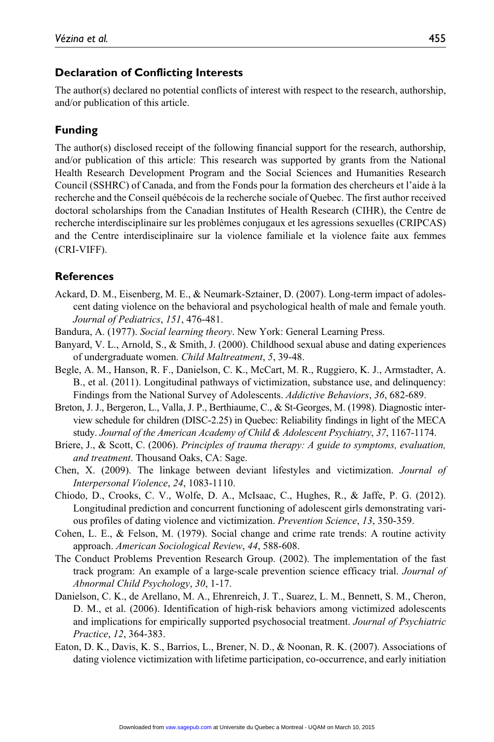## Declaration of Conflicting Interests

The author(s) declared no potential conflicts of interest with respect to the research, authorship, and/or publication of this article.

## Funding

The author(s) disclosed receipt of the following financial support for the research, authorship, and/or publication of this article: This research was supported by grants from the National Health Research Development Program and the Social Sciences and Humanities Research Council (SSHRC) of Canada, and from the Fonds pour la formation des chercheurs et l'aide à la recherche and the Conseil québécois de la recherche sociale of Quebec. The first author received doctoral scholarships from the Canadian Institutes of Health Research (CIHR), the Centre de recherche interdisciplinaire sur les problèmes conjugaux et les agressions sexuelles (CRIPCAS) and the Centre interdisciplinaire sur la violence familiale et la violence faite aux femmes (CRI-VIFF).

## References

Ackard, D. M., Eisenberg, M. E., & Neumark-Sztainer, D. (2007). Long-term impact of adolescent dating violence on the behavioral and psychological health of male and female youth. *Journal of Pediatrics*, *151*, 476-481.

Bandura, A. (1977). *Social learning theory*. New York: General Learning Press.

Banyard, V. L., Arnold, S., & Smith, J. (2000). Childhood sexual abuse and dating experiences of undergraduate women. *Child Maltreatment*, *5*, 39-48.

Begle, A. M., Hanson, R. F., Danielson, C. K., McCart, M. R., Ruggiero, K. J., Armstadter, A. B., et al. (2011). Longitudinal pathways of victimization, substance use, and delinquency: Findings from the National Survey of Adolescents. *Addictive Behaviors*, *36*, 682-689.

Breton, J. J., Bergeron, L., Valla, J. P., Berthiaume, C., & St-Georges, M. (1998). Diagnostic interview schedule for children (DISC-2.25) in Quebec: Reliability findings in light of the MECA study. *Journal of the American Academy of Child & Adolescent Psychiatry*, *37*, 1167-1174.

Briere, J., & Scott, C. (2006). *Principles of trauma therapy: A guide to symptoms, evaluation, and treatment*. Thousand Oaks, CA: Sage.

Chen, X. (2009). The linkage between deviant lifestyles and victimization. *Journal of Interpersonal Violence*, *24*, 1083-1110.

Chiodo, D., Crooks, C. V., Wolfe, D. A., McIsaac, C., Hughes, R., & Jaffe, P. G. (2012). Longitudinal prediction and concurrent functioning of adolescent girls demonstrating various profiles of dating violence and victimization. *Prevention Science*, *13*, 350-359.

Cohen, L. E., & Felson, M. (1979). Social change and crime rate trends: A routine activity approach. *American Sociological Review*, *44*, 588-608.

The Conduct Problems Prevention Research Group. (2002). The implementation of the fast track program: An example of a large-scale prevention science efficacy trial. *Journal of Abnormal Child Psychology*, *30*, 1-17.

Danielson, C. K., de Arellano, M. A., Ehrenreich, J. T., Suarez, L. M., Bennett, S. M., Cheron, D. M., et al. (2006). Identification of high-risk behaviors among victimized adolescents and implications for empirically supported psychosocial treatment. *Journal of Psychiatric Practice*, *12*, 364-383.

Eaton, D. K., Davis, K. S., Barrios, L., Brener, N. D., & Noonan, R. K. (2007). Associations of dating violence victimization with lifetime participation, co-occurrence, and early initiation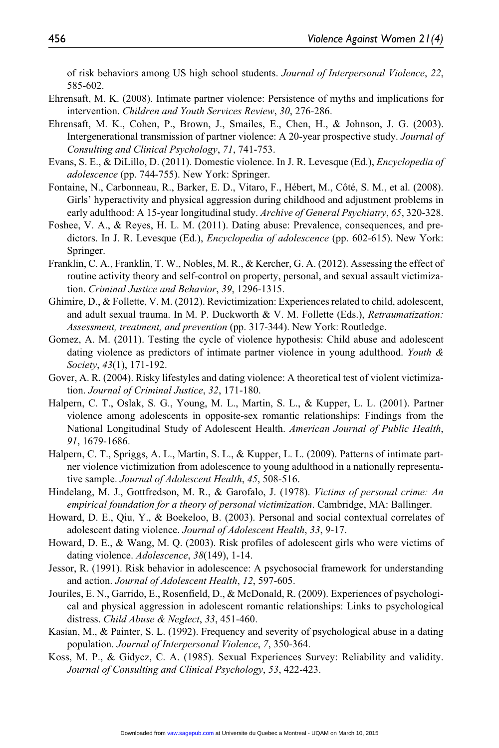of risk behaviors among US high school students. *Journal of Interpersonal Violence*, *22*, 585-602.

Ehrensaft, M. K. (2008). Intimate partner violence: Persistence of myths and implications for intervention. *Children and Youth Services Review*, *30*, 276-286.

Ehrensaft, M. K., Cohen, P., Brown, J., Smailes, E., Chen, H., & Johnson, J. G. (2003). Intergenerational transmission of partner violence: A 20-year prospective study. *Journal of Consulting and Clinical Psychology*, *71*, 741-753.

Evans, S. E., & DiLillo, D. (2011). Domestic violence. In J. R. Levesque (Ed.), *Encyclopedia of adolescence* (pp. 744-755). New York: Springer.

Fontaine, N., Carbonneau, R., Barker, E. D., Vitaro, F., Hébert, M., Côté, S. M., et al. (2008). Girls' hyperactivity and physical aggression during childhood and adjustment problems in early adulthood: A 15-year longitudinal study. *Archive of General Psychiatry*, *65*, 320-328.

Foshee, V. A., & Reyes, H. L. M. (2011). Dating abuse: Prevalence, consequences, and predictors. In J. R. Levesque (Ed.), *Encyclopedia of adolescence* (pp. 602-615). New York: Springer.

Franklin, C. A., Franklin, T. W., Nobles, M. R., & Kercher, G. A. (2012). Assessing the effect of routine activity theory and self-control on property, personal, and sexual assault victimization. *Criminal Justice and Behavior*, *39*, 1296-1315.

Ghimire, D., & Follette, V. M. (2012). Revictimization: Experiences related to child, adolescent, and adult sexual trauma. In M. P. Duckworth & V. M. Follette (Eds.), *Retraumatization: Assessment, treatment, and prevention* (pp. 317-344). New York: Routledge.

Gomez, A. M. (2011). Testing the cycle of violence hypothesis: Child abuse and adolescent dating violence as predictors of intimate partner violence in young adulthood. *Youth & Society*, *43*(1), 171-192.

Gover, A. R. (2004). Risky lifestyles and dating violence: A theoretical test of violent victimization. *Journal of Criminal Justice*, *32*, 171-180.

Halpern, C. T., Oslak, S. G., Young, M. L., Martin, S. L., & Kupper, L. L. (2001). Partner violence among adolescents in opposite-sex romantic relationships: Findings from the National Longitudinal Study of Adolescent Health. *American Journal of Public Health*, *91*, 1679-1686.

Halpern, C. T., Spriggs, A. L., Martin, S. L., & Kupper, L. L. (2009). Patterns of intimate partner violence victimization from adolescence to young adulthood in a nationally representative sample. *Journal of Adolescent Health*, *45*, 508-516.

Hindelang, M. J., Gottfredson, M. R., & Garofalo, J. (1978). *Victims of personal crime: An empirical foundation for a theory of personal victimization*. Cambridge, MA: Ballinger.

Howard, D. E., Qiu, Y., & Boekeloo, B. (2003). Personal and social contextual correlates of adolescent dating violence. *Journal of Adolescent Health*, *33*, 9-17.

Howard, D. E., & Wang, M. Q. (2003). Risk profiles of adolescent girls who were victims of dating violence. *Adolescence*, *38*(149), 1-14.

Jessor, R. (1991). Risk behavior in adolescence: A psychosocial framework for understanding and action. *Journal of Adolescent Health*, *12*, 597-605.

Jouriles, E. N., Garrido, E., Rosenfield, D., & McDonald, R. (2009). Experiences of psychological and physical aggression in adolescent romantic relationships: Links to psychological distress. *Child Abuse & Neglect*, *33*, 451-460.

Kasian, M., & Painter, S. L. (1992). Frequency and severity of psychological abuse in a dating population. *Journal of Interpersonal Violence*, *7*, 350-364.

Koss, M. P., & Gidycz, C. A. (1985). Sexual Experiences Survey: Reliability and validity. *Journal of Consulting and Clinical Psychology*, *53*, 422-423.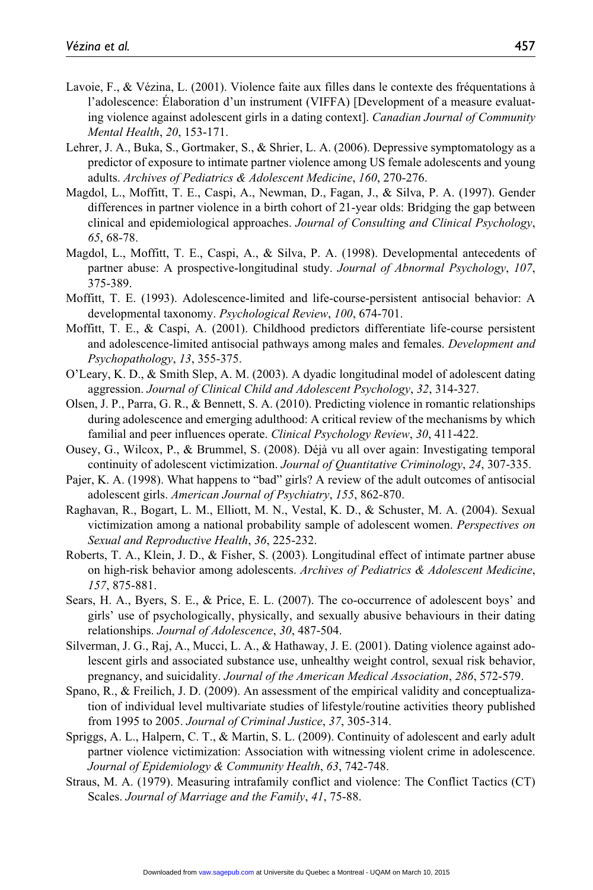Lavoie, F., & Vézina, L. (2001). Violence faite aux filles dans le contexte des fréquentations à l'adolescence: Élaboration d'un instrument (VIFFA) [Development of a measure evaluating violence against adolescent girls in a dating context]. *Canadian Journal of Community Mental Health*, *20*, 153-171.

Lehrer, J. A., Buka, S., Gortmaker, S., & Shrier, L. A. (2006). Depressive symptomatology as a predictor of exposure to intimate partner violence among US female adolescents and young adults. *Archives of Pediatrics & Adolescent Medicine*, *160*, 270-276.

Magdol, L., Moffitt, T. E., Caspi, A., Newman, D., Fagan, J., & Silva, P. A. (1997). Gender differences in partner violence in a birth cohort of 21-year olds: Bridging the gap between clinical and epidemiological approaches. *Journal of Consulting and Clinical Psychology*, *65*, 68-78.

Magdol, L., Moffitt, T. E., Caspi, A., & Silva, P. A. (1998). Developmental antecedents of partner abuse: A prospective-longitudinal study. *Journal of Abnormal Psychology*, *107*, 375-389.

Moffitt, T. E. (1993). Adolescence-limited and life-course-persistent antisocial behavior: A developmental taxonomy. *Psychological Review*, *100*, 674-701.

Moffitt, T. E., & Caspi, A. (2001). Childhood predictors differentiate life-course persistent and adolescence-limited antisocial pathways among males and females. *Development and Psychopathology*, *13*, 355-375.

O'Leary, K. D., & Smith Slep, A. M. (2003). A dyadic longitudinal model of adolescent dating aggression. *Journal of Clinical Child and Adolescent Psychology*, *32*, 314-327.

Olsen, J. P., Parra, G. R., & Bennett, S. A. (2010). Predicting violence in romantic relationships during adolescence and emerging adulthood: A critical review of the mechanisms by which familial and peer influences operate. *Clinical Psychology Review*, *30*, 411-422.

Ousey, G., Wilcox, P., & Brummel, S. (2008). Déjà vu all over again: Investigating temporal continuity of adolescent victimization. *Journal of Quantitative Criminology*, *24*, 307-335.

Pajer, K. A. (1998). What happens to "bad" girls? A review of the adult outcomes of antisocial adolescent girls. *American Journal of Psychiatry*, *155*, 862-870.

Raghavan, R., Bogart, L. M., Elliott, M. N., Vestal, K. D., & Schuster, M. A. (2004). Sexual victimization among a national probability sample of adolescent women. *Perspectives on Sexual and Reproductive Health*, *36*, 225-232.

Roberts, T. A., Klein, J. D., & Fisher, S. (2003). Longitudinal effect of intimate partner abuse on high-risk behavior among adolescents. *Archives of Pediatrics & Adolescent Medicine*, *157*, 875-881.

Sears, H. A., Byers, S. E., & Price, E. L. (2007). The co-occurrence of adolescent boys' and girls' use of psychologically, physically, and sexually abusive behaviours in their dating relationships. *Journal of Adolescence*, *30*, 487-504.

Silverman, J. G., Raj, A., Mucci, L. A., & Hathaway, J. E. (2001). Dating violence against adolescent girls and associated substance use, unhealthy weight control, sexual risk behavior, pregnancy, and suicidality. *Journal of the American Medical Association*, *286*, 572-579.

Spano, R., & Freilich, J. D. (2009). An assessment of the empirical validity and conceptualization of individual level multivariate studies of lifestyle/routine activities theory published from 1995 to 2005. *Journal of Criminal Justice*, *37*, 305-314.

Spriggs, A. L., Halpern, C. T., & Martin, S. L. (2009). Continuity of adolescent and early adult partner violence victimization: Association with witnessing violent crime in adolescence. *Journal of Epidemiology & Community Health*, *63*, 742-748.

Straus, M. A. (1979). Measuring intrafamily conflict and violence: The Conflict Tactics (CT) Scales. *Journal of Marriage and the Family*, *41*, 75-88.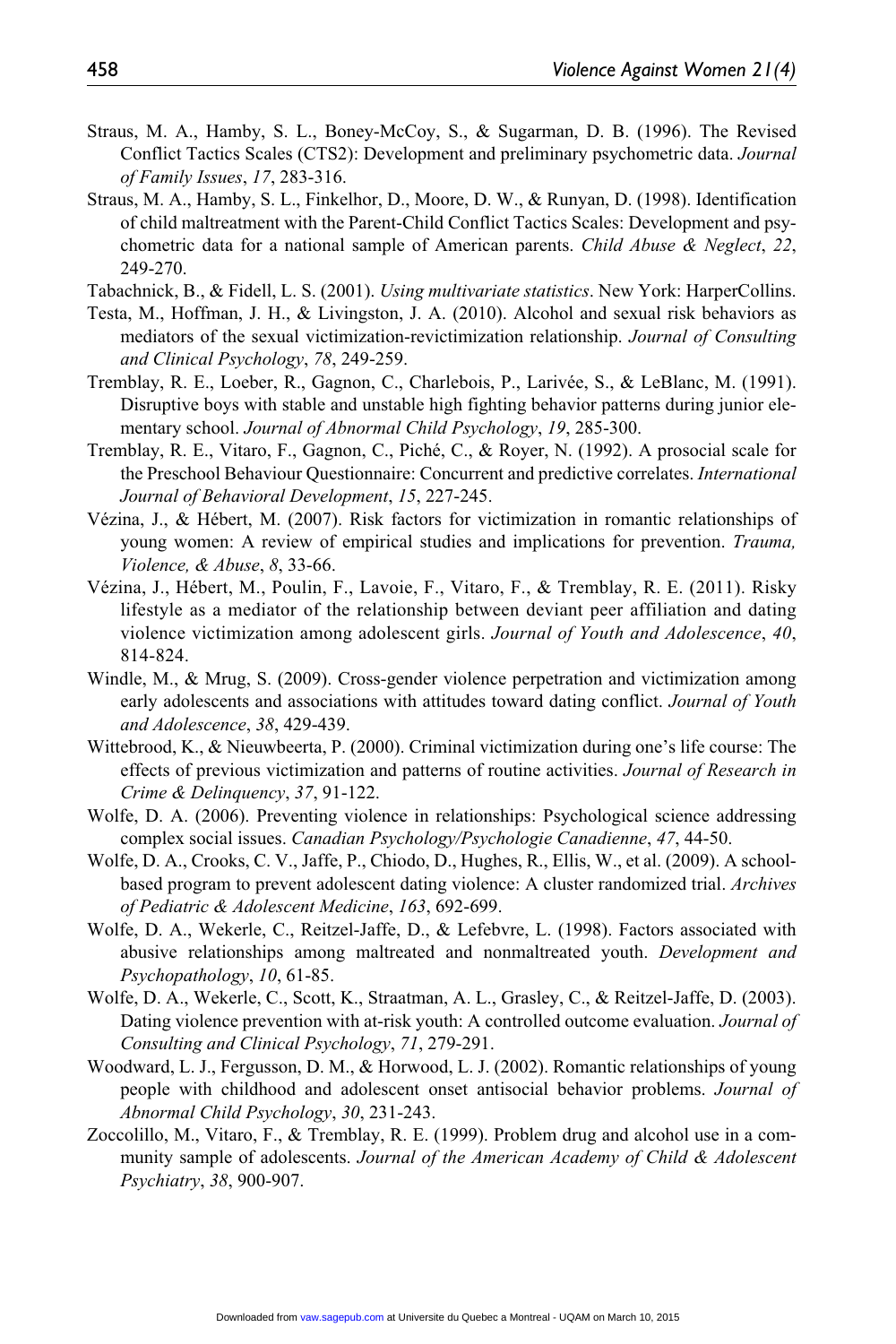Straus, M. A., Hamby, S. L., Boney-McCoy, S., & Sugarman, D. B. (1996). The Revised Conflict Tactics Scales (CTS2): Development and preliminary psychometric data. *Journal of Family Issues*, *17*, 283-316.

Straus, M. A., Hamby, S. L., Finkelhor, D., Moore, D. W., & Runyan, D. (1998). Identification of child maltreatment with the Parent-Child Conflict Tactics Scales: Development and psychometric data for a national sample of American parents. *Child Abuse & Neglect*, *22*, 249-270.

Tabachnick, B., & Fidell, L. S. (2001). *Using multivariate statistics*. New York: HarperCollins.

Testa, M., Hoffman, J. H., & Livingston, J. A. (2010). Alcohol and sexual risk behaviors as mediators of the sexual victimization-revictimization relationship. *Journal of Consulting and Clinical Psychology*, *78*, 249-259.

Tremblay, R. E., Loeber, R., Gagnon, C., Charlebois, P., Larivée, S., & LeBlanc, M. (1991). Disruptive boys with stable and unstable high fighting behavior patterns during junior elementary school. *Journal of Abnormal Child Psychology*, *19*, 285-300.

Tremblay, R. E., Vitaro, F., Gagnon, C., Piché, C., & Royer, N. (1992). A prosocial scale for the Preschool Behaviour Questionnaire: Concurrent and predictive correlates. *International Journal of Behavioral Development*, *15*, 227-245.

Vézina, J., & Hébert, M. (2007). Risk factors for victimization in romantic relationships of young women: A review of empirical studies and implications for prevention. *Trauma, Violence, & Abuse*, *8*, 33-66.

Vézina, J., Hébert, M., Poulin, F., Lavoie, F., Vitaro, F., & Tremblay, R. E. (2011). Risky lifestyle as a mediator of the relationship between deviant peer affiliation and dating violence victimization among adolescent girls. *Journal of Youth and Adolescence*, *40*, 814-824.

Windle, M., & Mrug, S. (2009). Cross-gender violence perpetration and victimization among early adolescents and associations with attitudes toward dating conflict. *Journal of Youth and Adolescence*, *38*, 429-439.

Wittebrood, K., & Nieuwbeerta, P. (2000). Criminal victimization during one's life course: The effects of previous victimization and patterns of routine activities. *Journal of Research in Crime & Delinquency*, *37*, 91-122.

Wolfe, D. A. (2006). Preventing violence in relationships: Psychological science addressing complex social issues. *Canadian Psychology/Psychologie Canadienne*, *47*, 44-50.

Wolfe, D. A., Crooks, C. V., Jaffe, P., Chiodo, D., Hughes, R., Ellis, W., et al. (2009). A school-based program to prevent adolescent dating violence: A cluster randomized trial. *Archives of Pediatric & Adolescent Medicine*, *163*, 692-699.

Wolfe, D. A., Wekerle, C., Reitzel-Jaffe, D., & Lefebvre, L. (1998). Factors associated with abusive relationships among maltreated and nonmaltreated youth. *Development and Psychopathology*, *10*, 61-85.

Wolfe, D. A., Wekerle, C., Scott, K., Straatman, A. L., Grasley, C., & Reitzel-Jaffe, D. (2003). Dating violence prevention with at-risk youth: A controlled outcome evaluation. *Journal of Consulting and Clinical Psychology*, *71*, 279-291.

Woodward, L. J., Fergusson, D. M., & Horwood, L. J. (2002). Romantic relationships of young people with childhood and adolescent onset antisocial behavior problems. *Journal of Abnormal Child Psychology*, *30*, 231-243.

Zoccolillo, M., Vitaro, F., & Tremblay, R. E. (1999). Problem drug and alcohol use in a community sample of adolescents. *Journal of the American Academy of Child & Adolescent Psychiatry*, *38*, 900-907.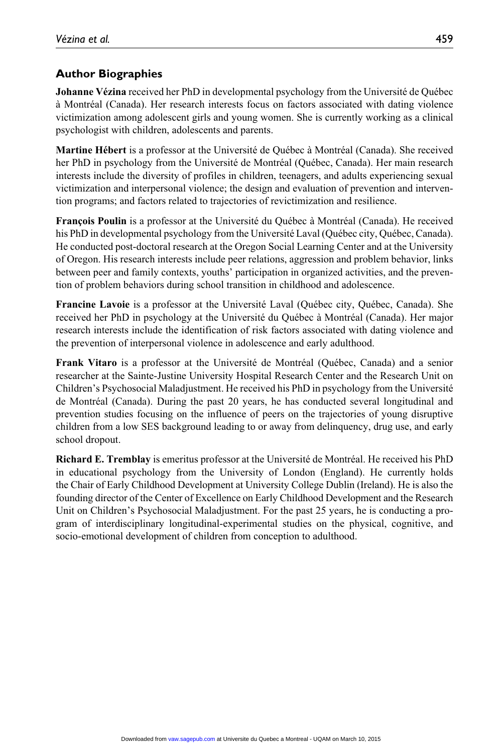## Author Biographies

**Johanne Vézina** received her PhD in developmental psychology from the Université de Québec à Montréal (Canada). Her research interests focus on factors associated with dating violence victimization among adolescent girls and young women. She is currently working as a clinical psychologist with children, adolescents and parents.

**Martine Hébert** is a professor at the Université de Québec à Montréal (Canada). She received her PhD in psychology from the Université de Montréal (Québec, Canada). Her main research interests include the diversity of profiles in children, teenagers, and adults experiencing sexual victimization and interpersonal violence; the design and evaluation of prevention and intervention programs; and factors related to trajectories of revictimization and resilience.

**François Poulin** is a professor at the Université du Québec à Montréal (Canada). He received his PhD in developmental psychology from the Université Laval (Québec city, Québec, Canada). He conducted post-doctoral research at the Oregon Social Learning Center and at the University of Oregon. His research interests include peer relations, aggression and problem behavior, links between peer and family contexts, youths' participation in organized activities, and the prevention of problem behaviors during school transition in childhood and adolescence.

**Francine Lavoie** is a professor at the Université Laval (Québec city, Québec, Canada). She received her PhD in psychology at the Université du Québec à Montréal (Canada). Her major research interests include the identification of risk factors associated with dating violence and the prevention of interpersonal violence in adolescence and early adulthood.

**Frank Vitaro** is a professor at the Université de Montréal (Québec, Canada) and a senior researcher at the Sainte-Justine University Hospital Research Center and the Research Unit on Children's Psychosocial Maladjustment. He received his PhD in psychology from the Université de Montréal (Canada). During the past 20 years, he has conducted several longitudinal and prevention studies focusing on the influence of peers on the trajectories of young disruptive children from a low SES background leading to or away from delinquency, drug use, and early school dropout.

**Richard E. Tremblay** is emeritus professor at the Université de Montréal. He received his PhD in educational psychology from the University of London (England). He currently holds the Chair of Early Childhood Development at University College Dublin (Ireland). He is also the founding director of the Center of Excellence on Early Childhood Development and the Research Unit on Children's Psychosocial Maladjustment. For the past 25 years, he is conducting a program of interdisciplinary longitudinal-experimental studies on the physical, cognitive, and socio-emotional development of children from conception to adulthood.